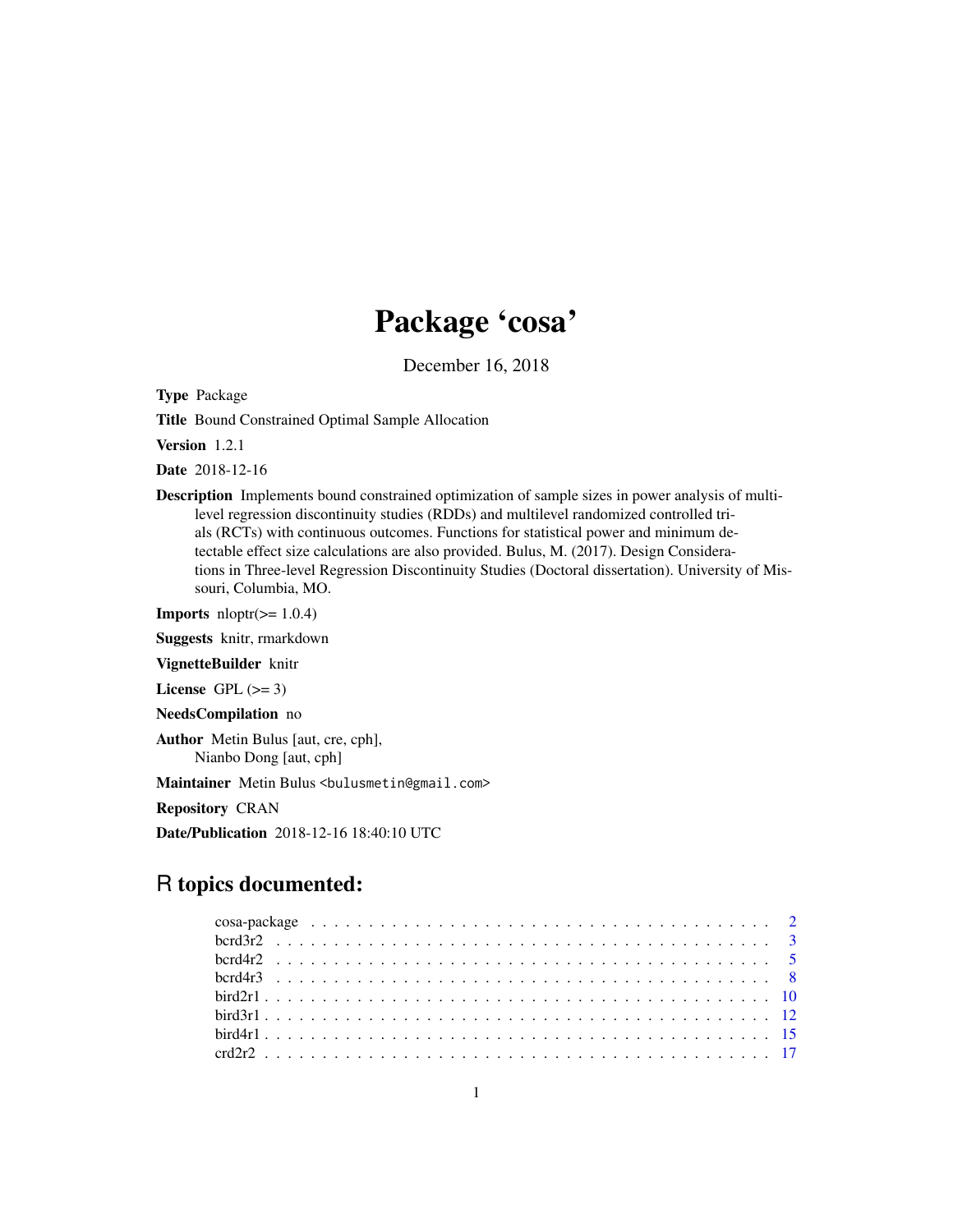# Package 'cosa'

December 16, 2018

**Type** Package

**Title** Bound Constrained Optimal Sample Allocation

**Version** 1.2.1

**Date** 2018-12-16

**Description** Implements bound constrained optimization of sample sizes in power analysis of multilevel regression discontinuity studies (RDDs) and multilevel randomized controlled trials (RCTs) with continuous outcomes. Functions for statistical power and minimum detectable effect size calculations are also provided. Bulus, M. (2017). Design Considerations in Three-level Regression Discontinuity Studies (Doctoral dissertation). University of Missouri, Columbia, MO.

**Imports** nloptr(>= 1.0.4)

**Suggests** knitr, rmarkdown

**VignetteBuilder** knitr

**License** GPL (>= 3)

**NeedsCompilation** no

**Author** Metin Bulus [aut, cre, cph],
Nianbo Dong [aut, cph]

**Maintainer** Metin Bulus <bulusmetin@gmail.com>

**Repository** CRAN

**Date/Publication** 2018-12-16 18:40:10 UTC

## R topics documented:

| | |
|---|---|
| cosa-package | 2 |
| bcrd3r2 | 3 |
| bcrd4r2 | 5 |
| bcrd4r3 | 8 |
| bird2r1 | 10 |
| bird3r1 | 12 |
| bird4r1 | 15 |
| crd2r2 | 17 |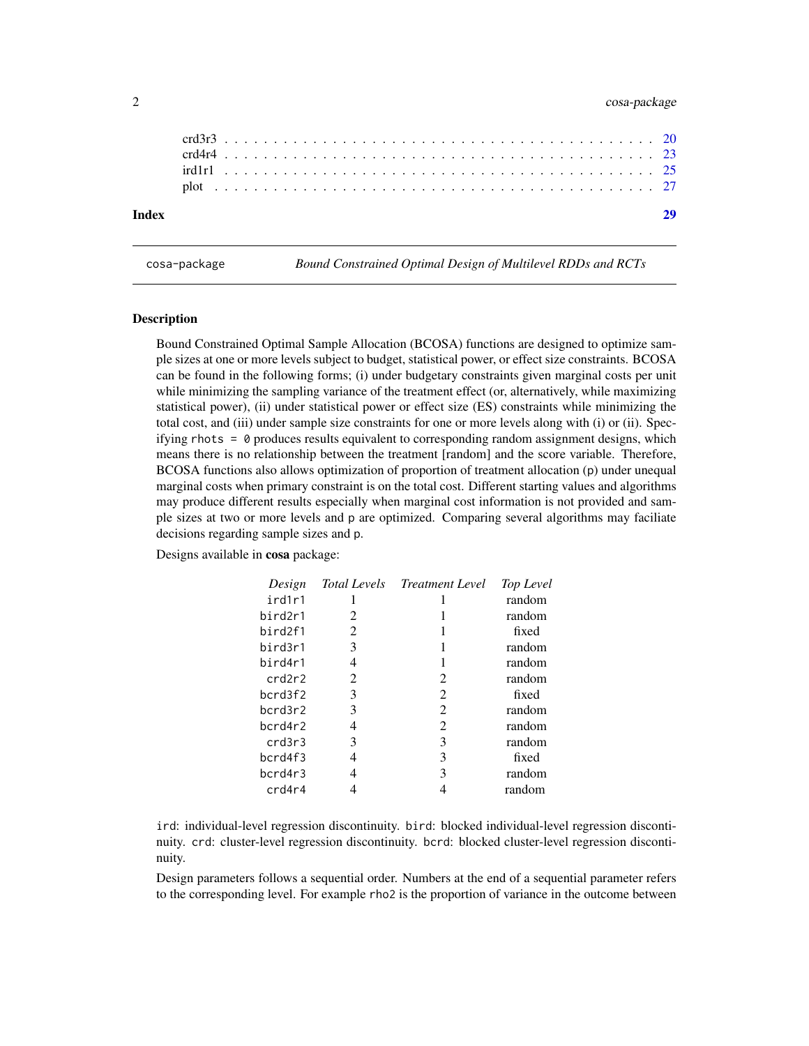crd3r3 . . . . . . . . . . 20
crd4r4 . . . . . . . . . . 23
ird1r1 . . . . . . . . . . 25
plot . . . . . . . . . . 27

**Index** **29**

---

`cosa-package` *Bound Constrained Optimal Design of Multilevel RDDs and RCTs*

---

### Description

Bound Constrained Optimal Sample Allocation (BCOSA) functions are designed to optimize sample sizes at one or more levels subject to budget, statistical power, or effect size constraints. BCOSA can be found in the following forms; (i) under budgetary constraints given marginal costs per unit while minimizing the sampling variance of the treatment effect (or, alternatively, while maximizing statistical power), (ii) under statistical power or effect size (ES) constraints while minimizing the total cost, and (iii) under sample size constraints for one or more levels along with (i) or (ii). Specifying `rhots = 0` produces results equivalent to corresponding random assignment designs, which means there is no relationship between the treatment [random] and the score variable. Therefore, BCOSA functions also allows optimization of proportion of treatment allocation (`p`) under unequal marginal costs when primary constraint is on the total cost. Different starting values and algorithms may produce different results especially when marginal cost information is not provided and sample sizes at two or more levels and `p` are optimized. Comparing several algorithms may faciliate decisions regarding sample sizes and `p`.

Designs available in **cosa** package:

| *Design* | *Total Levels* | *Treatment Level* | *Top Level* |
|---|---|---|---|
| `ird1r1` | 1 | 1 | random |
| `bird2r1` | 2 | 1 | random |
| `bird2f1` | 2 | 1 | fixed |
| `bird3r1` | 3 | 1 | random |
| `bird4r1` | 4 | 1 | random |
| `crd2r2` | 2 | 2 | random |
| `bcrd3f2` | 3 | 2 | fixed |
| `bcrd3r2` | 3 | 2 | random |
| `bcrd4r2` | 4 | 2 | random |
| `crd3r3` | 3 | 3 | random |
| `bcrd4f3` | 4 | 3 | fixed |
| `bcrd4r3` | 4 | 3 | random |
| `crd4r4` | 4 | 4 | random |

`ird`: individual-level regression discontinuity. `bird`: blocked individual-level regression discontinuity. `crd`: cluster-level regression discontinuity. `bcrd`: blocked cluster-level regression discontinuity.

Design parameters follows a sequential order. Numbers at the end of a sequential parameter refers to the corresponding level. For example `rho2` is the proportion of variance in the outcome between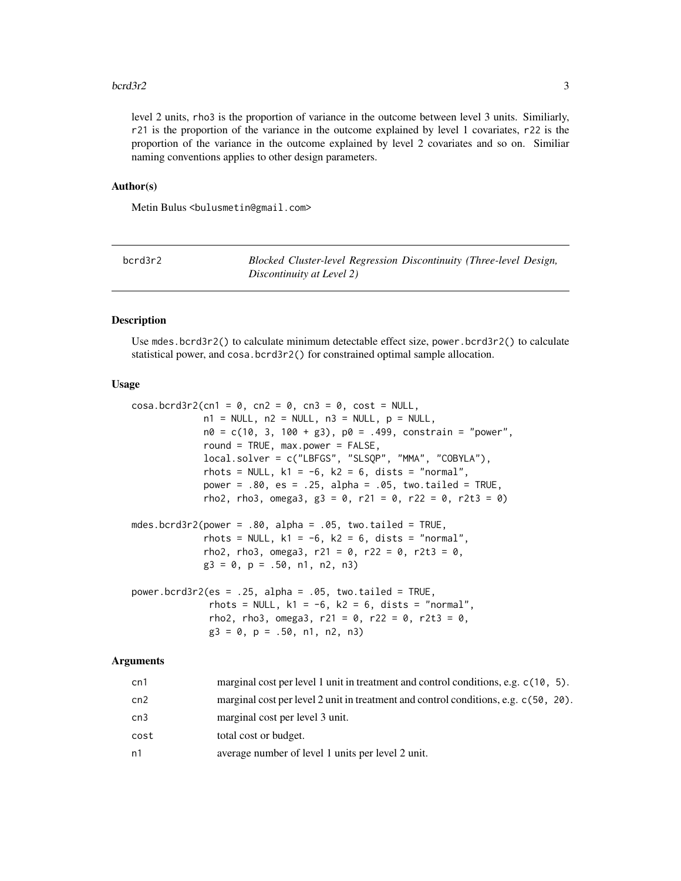level 2 units, rho3 is the proportion of variance in the outcome between level 3 units. Similiarly, r21 is the proportion of the variance in the outcome explained by level 1 covariates, r22 is the proportion of the variance in the outcome explained by level 2 covariates and so on. Similiar naming conventions applies to other design parameters.

### Author(s)

Metin Bulus <bulusmetin@gmail.com>

---

## bcrd3r2 — *Blocked Cluster-level Regression Discontinuity (Three-level Design, Discontinuity at Level 2)*

---

### Description

Use mdes.bcrd3r2() to calculate minimum detectable effect size, power.bcrd3r2() to calculate statistical power, and cosa.bcrd3r2() for constrained optimal sample allocation.

### Usage

```
cosa.bcrd3r2(cn1 = 0, cn2 = 0, cn3 = 0, cost = NULL,
             n1 = NULL, n2 = NULL, n3 = NULL, p = NULL,
             n0 = c(10, 3, 100 + g3), p0 = .499, constrain = "power",
             round = TRUE, max.power = FALSE,
             local.solver = c("LBFGS", "SLSQP", "MMA", "COBYLA"),
             rhots = NULL, k1 = -6, k2 = 6, dists = "normal",
             power = .80, es = .25, alpha = .05, two.tailed = TRUE,
             rho2, rho3, omega3, g3 = 0, r21 = 0, r22 = 0, r2t3 = 0)

mdes.bcrd3r2(power = .80, alpha = .05, two.tailed = TRUE,
             rhots = NULL, k1 = -6, k2 = 6, dists = "normal",
             rho2, rho3, omega3, r21 = 0, r22 = 0, r2t3 = 0,
             g3 = 0, p = .50, n1, n2, n3)

power.bcrd3r2(es = .25, alpha = .05, two.tailed = TRUE,
              rhots = NULL, k1 = -6, k2 = 6, dists = "normal",
              rho2, rho3, omega3, r21 = 0, r22 = 0, r2t3 = 0,
              g3 = 0, p = .50, n1, n2, n3)
```

### Arguments

| | |
|---|---|
| cn1 | marginal cost per level 1 unit in treatment and control conditions, e.g. c(10, 5). |
| cn2 | marginal cost per level 2 unit in treatment and control conditions, e.g. c(50, 20). |
| cn3 | marginal cost per level 3 unit. |
| cost | total cost or budget. |
| n1 | average number of level 1 units per level 2 unit. |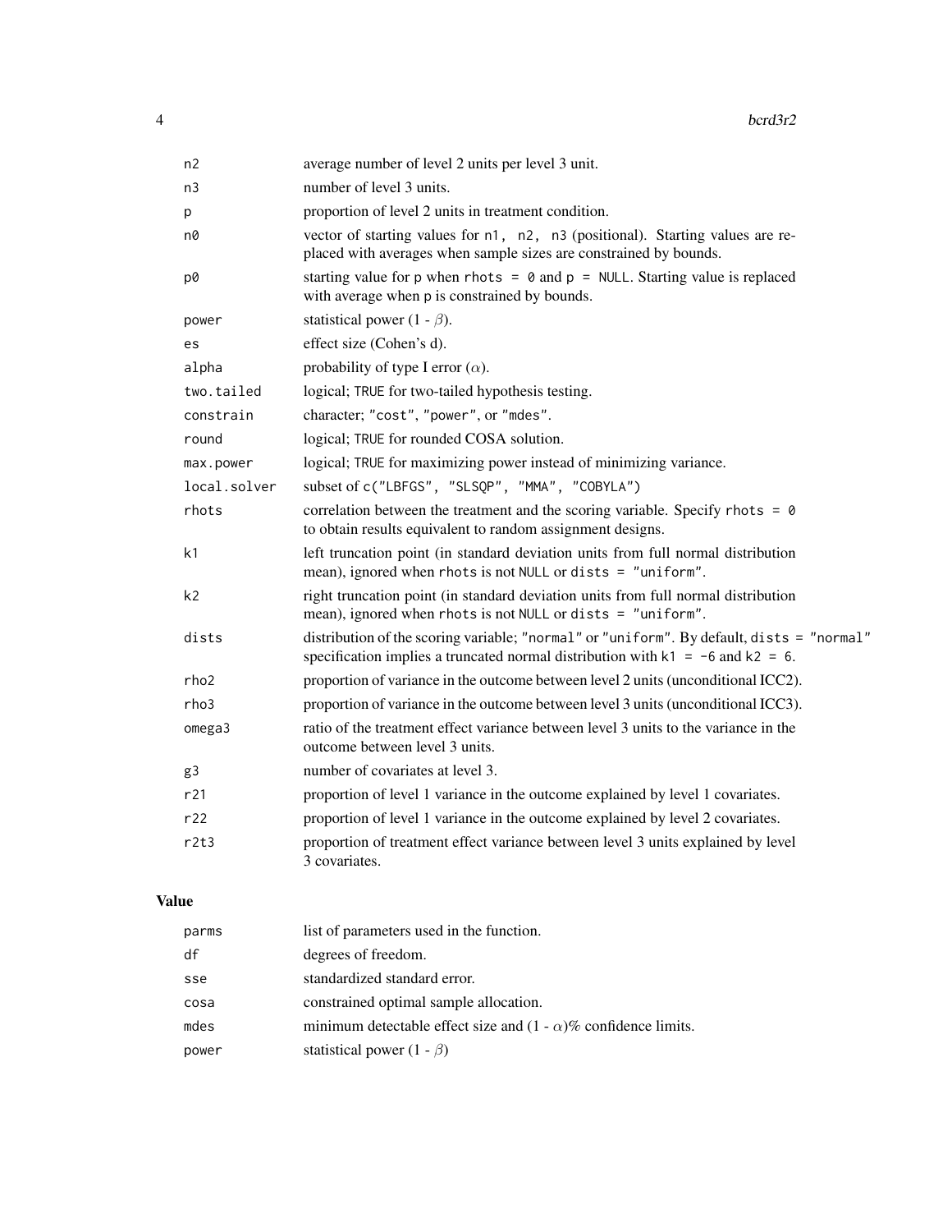| | |
|---|---|
| n2 | average number of level 2 units per level 3 unit. |
| n3 | number of level 3 units. |
| p | proportion of level 2 units in treatment condition. |
| n0 | vector of starting values for `n1, n2, n3` (positional). Starting values are replaced with averages when sample sizes are constrained by bounds. |
| p0 | starting value for p when `rhots = 0` and `p = NULL`. Starting value is replaced with average when p is constrained by bounds. |
| power | statistical power (1 - $\beta$). |
| es | effect size (Cohen's d). |
| alpha | probability of type I error ($\alpha$). |
| two.tailed | logical; `TRUE` for two-tailed hypothesis testing. |
| constrain | character; `"cost"`, `"power"`, or `"mdes"`. |
| round | logical; `TRUE` for rounded COSA solution. |
| max.power | logical; `TRUE` for maximizing power instead of minimizing variance. |
| local.solver | subset of `c("LBFGS", "SLSQP", "MMA", "COBYLA")` |
| rhots | correlation between the treatment and the scoring variable. Specify `rhots = 0` to obtain results equivalent to random assignment designs. |
| k1 | left truncation point (in standard deviation units from full normal distribution mean), ignored when `rhots` is not `NULL` or `dists = "uniform"`. |
| k2 | right truncation point (in standard deviation units from full normal distribution mean), ignored when `rhots` is not `NULL` or `dists = "uniform"`. |
| dists | distribution of the scoring variable; `"normal"` or `"uniform"`. By default, `dists = "normal"` specification implies a truncated normal distribution with `k1 = -6` and `k2 = 6`. |
| rho2 | proportion of variance in the outcome between level 2 units (unconditional ICC2). |
| rho3 | proportion of variance in the outcome between level 3 units (unconditional ICC3). |
| omega3 | ratio of the treatment effect variance between level 3 units to the variance in the outcome between level 3 units. |
| g3 | number of covariates at level 3. |
| r21 | proportion of level 1 variance in the outcome explained by level 1 covariates. |
| r22 | proportion of level 1 variance in the outcome explained by level 2 covariates. |
| r2t3 | proportion of treatment effect variance between level 3 units explained by level 3 covariates. |

## Value

| | |
|---|---|
| parms | list of parameters used in the function. |
| df | degrees of freedom. |
| sse | standardized standard error. |
| cosa | constrained optimal sample allocation. |
| mdes | minimum detectable effect size and (1 - $\alpha$)% confidence limits. |
| power | statistical power (1 - $\beta$) |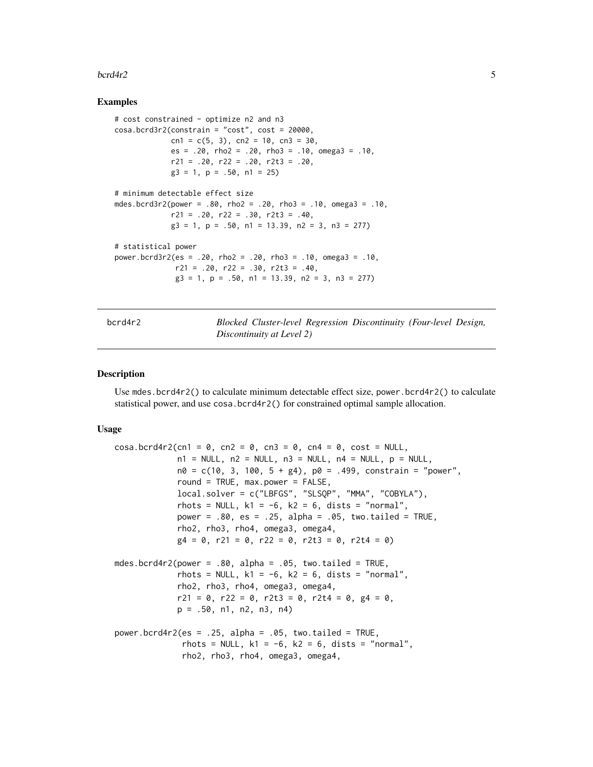### Examples

```
# cost constrained - optimize n2 and n3
cosa.bcrd3r2(constrain = "cost", cost = 20000,
             cn1 = c(5, 3), cn2 = 10, cn3 = 30,
             es = .20, rho2 = .20, rho3 = .10, omega3 = .10,
             r21 = .20, r22 = .20, r2t3 = .20,
             g3 = 1, p = .50, n1 = 25)

# minimum detectable effect size
mdes.bcrd3r2(power = .80, rho2 = .20, rho3 = .10, omega3 = .10,
             r21 = .20, r22 = .30, r2t3 = .40,
             g3 = 1, p = .50, n1 = 13.39, n2 = 3, n3 = 277)

# statistical power
power.bcrd3r2(es = .20, rho2 = .20, rho3 = .10, omega3 = .10,
              r21 = .20, r22 = .30, r2t3 = .40,
              g3 = 1, p = .50, n1 = 13.39, n2 = 3, n3 = 277)
```

---

## bcrd4r2 — *Blocked Cluster-level Regression Discontinuity (Four-level Design, Discontinuity at Level 2)*

---

### Description

Use `mdes.bcrd4r2()` to calculate minimum detectable effect size, `power.bcrd4r2()` to calculate statistical power, and use `cosa.bcrd4r2()` for constrained optimal sample allocation.

### Usage

```
cosa.bcrd4r2(cn1 = 0, cn2 = 0, cn3 = 0, cn4 = 0, cost = NULL,
             n1 = NULL, n2 = NULL, n3 = NULL, n4 = NULL, p = NULL,
             n0 = c(10, 3, 100, 5 + g4), p0 = .499, constrain = "power",
             round = TRUE, max.power = FALSE,
             local.solver = c("LBFGS", "SLSQP", "MMA", "COBYLA"),
             rhots = NULL, k1 = -6, k2 = 6, dists = "normal",
             power = .80, es = .25, alpha = .05, two.tailed = TRUE,
             rho2, rho3, rho4, omega3, omega4,
             g4 = 0, r21 = 0, r22 = 0, r2t3 = 0, r2t4 = 0)

mdes.bcrd4r2(power = .80, alpha = .05, two.tailed = TRUE,
             rhots = NULL, k1 = -6, k2 = 6, dists = "normal",
             rho2, rho3, rho4, omega3, omega4,
             r21 = 0, r22 = 0, r2t3 = 0, r2t4 = 0, g4 = 0,
             p = .50, n1, n2, n3, n4)

power.bcrd4r2(es = .25, alpha = .05, two.tailed = TRUE,
              rhots = NULL, k1 = -6, k2 = 6, dists = "normal",
              rho2, rho3, rho4, omega3, omega4,
```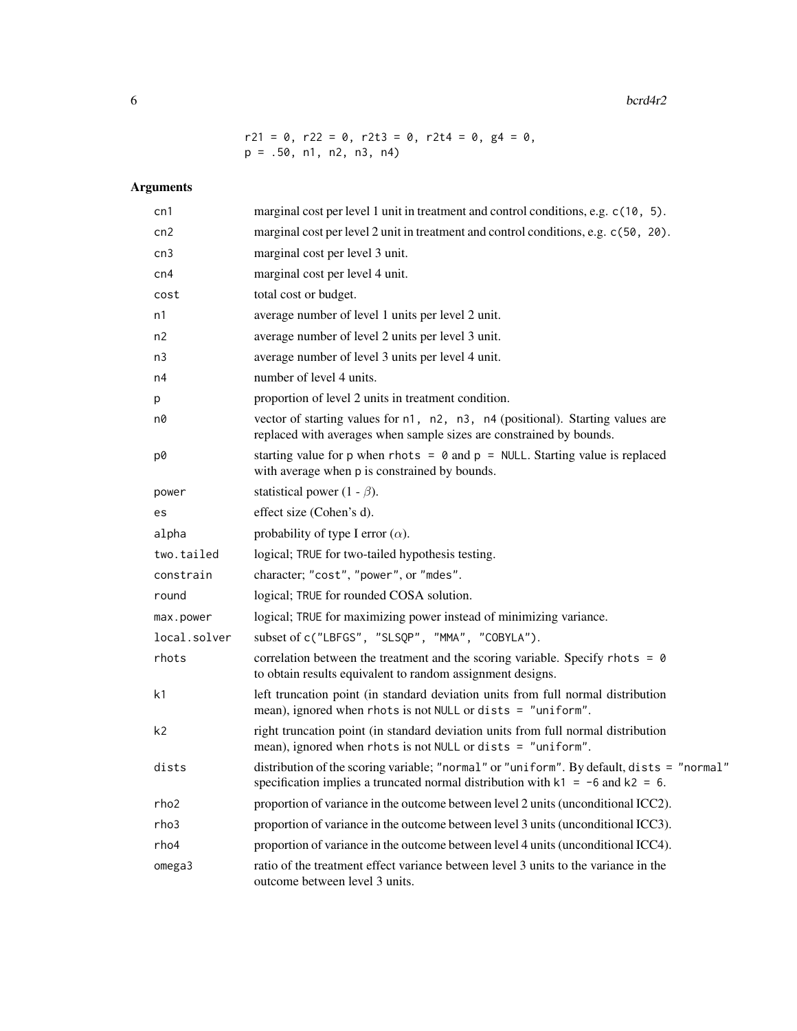```
r21 = 0, r22 = 0, r2t3 = 0, r2t4 = 0, g4 = 0,
p = .50, n1, n2, n3, n4)
```

## Arguments

| | |
|---|---|
| cn1 | marginal cost per level 1 unit in treatment and control conditions, e.g. c(10, 5). |
| cn2 | marginal cost per level 2 unit in treatment and control conditions, e.g. c(50, 20). |
| cn3 | marginal cost per level 3 unit. |
| cn4 | marginal cost per level 4 unit. |
| cost | total cost or budget. |
| n1 | average number of level 1 units per level 2 unit. |
| n2 | average number of level 2 units per level 3 unit. |
| n3 | average number of level 3 units per level 4 unit. |
| n4 | number of level 4 units. |
| p | proportion of level 2 units in treatment condition. |
| n0 | vector of starting values for n1, n2, n3, n4 (positional). Starting values are replaced with averages when sample sizes are constrained by bounds. |
| p0 | starting value for p when rhots = 0 and p = NULL. Starting value is replaced with average when p is constrained by bounds. |
| power | statistical power (1 - $\beta$). |
| es | effect size (Cohen's d). |
| alpha | probability of type I error ($\alpha$). |
| two.tailed | logical; TRUE for two-tailed hypothesis testing. |
| constrain | character; "cost", "power", or "mdes". |
| round | logical; TRUE for rounded COSA solution. |
| max.power | logical; TRUE for maximizing power instead of minimizing variance. |
| local.solver | subset of c("LBFGS", "SLSQP", "MMA", "COBYLA"). |
| rhots | correlation between the treatment and the scoring variable. Specify rhots = 0 to obtain results equivalent to random assignment designs. |
| k1 | left truncation point (in standard deviation units from full normal distribution mean), ignored when rhots is not NULL or dists = "uniform". |
| k2 | right truncation point (in standard deviation units from full normal distribution mean), ignored when rhots is not NULL or dists = "uniform". |
| dists | distribution of the scoring variable; "normal" or "uniform". By default, dists = "normal" specification implies a truncated normal distribution with k1 = -6 and k2 = 6. |
| rho2 | proportion of variance in the outcome between level 2 units (unconditional ICC2). |
| rho3 | proportion of variance in the outcome between level 3 units (unconditional ICC3). |
| rho4 | proportion of variance in the outcome between level 4 units (unconditional ICC4). |
| omega3 | ratio of the treatment effect variance between level 3 units to the variance in the outcome between level 3 units. |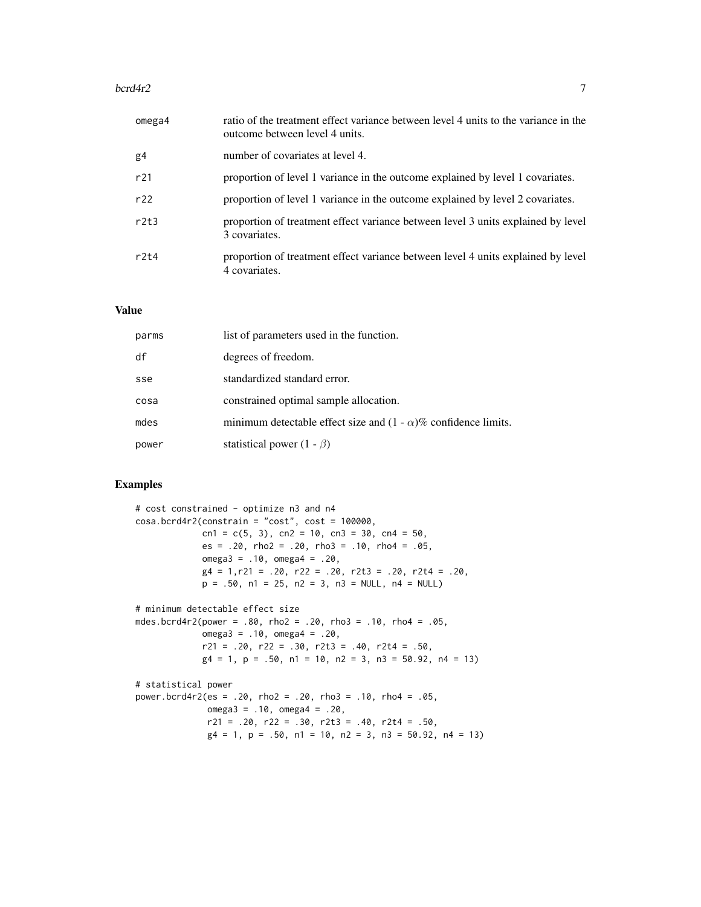| | |
|---|---|
| omega4 | ratio of the treatment effect variance between level 4 units to the variance in the outcome between level 4 units. |
| g4 | number of covariates at level 4. |
| r21 | proportion of level 1 variance in the outcome explained by level 1 covariates. |
| r22 | proportion of level 1 variance in the outcome explained by level 2 covariates. |
| r2t3 | proportion of treatment effect variance between level 3 units explained by level 3 covariates. |
| r2t4 | proportion of treatment effect variance between level 4 units explained by level 4 covariates. |

## Value

| | |
|---|---|
| parms | list of parameters used in the function. |
| df | degrees of freedom. |
| sse | standardized standard error. |
| cosa | constrained optimal sample allocation. |
| mdes | minimum detectable effect size and (1 - $\alpha$)% confidence limits. |
| power | statistical power (1 - $\beta$) |

## Examples

```
# cost constrained - optimize n3 and n4
cosa.bcrd4r2(constrain = "cost", cost = 100000,
             cn1 = c(5, 3), cn2 = 10, cn3 = 30, cn4 = 50,
             es = .20, rho2 = .20, rho3 = .10, rho4 = .05,
             omega3 = .10, omega4 = .20,
             g4 = 1,r21 = .20, r22 = .20, r2t3 = .20, r2t4 = .20,
             p = .50, n1 = 25, n2 = 3, n3 = NULL, n4 = NULL)

# minimum detectable effect size
mdes.bcrd4r2(power = .80, rho2 = .20, rho3 = .10, rho4 = .05,
             omega3 = .10, omega4 = .20,
             r21 = .20, r22 = .30, r2t3 = .40, r2t4 = .50,
             g4 = 1, p = .50, n1 = 10, n2 = 3, n3 = 50.92, n4 = 13)

# statistical power
power.bcrd4r2(es = .20, rho2 = .20, rho3 = .10, rho4 = .05,
              omega3 = .10, omega4 = .20,
              r21 = .20, r22 = .30, r2t3 = .40, r2t4 = .50,
              g4 = 1, p = .50, n1 = 10, n2 = 3, n3 = 50.92, n4 = 13)
```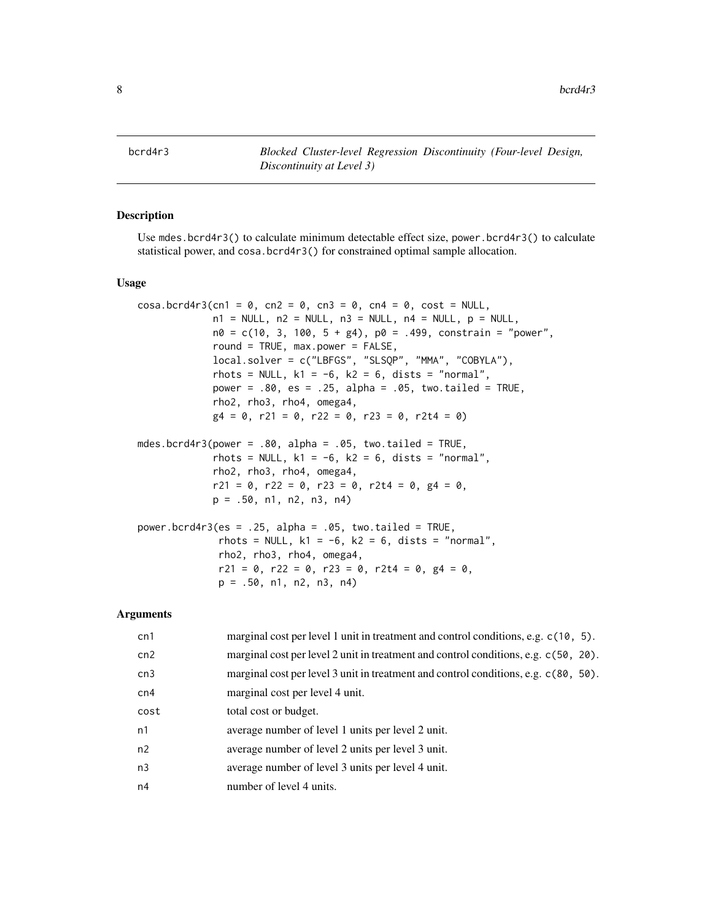bcrd4r3 — *Blocked Cluster-level Regression Discontinuity (Four-level Design, Discontinuity at Level 3)*

## Description

Use `mdes.bcrd4r3()` to calculate minimum detectable effect size, `power.bcrd4r3()` to calculate statistical power, and `cosa.bcrd4r3()` for constrained optimal sample allocation.

## Usage

```
cosa.bcrd4r3(cn1 = 0, cn2 = 0, cn3 = 0, cn4 = 0, cost = NULL,
             n1 = NULL, n2 = NULL, n3 = NULL, n4 = NULL, p = NULL,
             n0 = c(10, 3, 100, 5 + g4), p0 = .499, constrain = "power",
             round = TRUE, max.power = FALSE,
             local.solver = c("LBFGS", "SLSQP", "MMA", "COBYLA"),
             rhots = NULL, k1 = -6, k2 = 6, dists = "normal",
             power = .80, es = .25, alpha = .05, two.tailed = TRUE,
             rho2, rho3, rho4, omega4,
             g4 = 0, r21 = 0, r22 = 0, r23 = 0, r2t4 = 0)

mdes.bcrd4r3(power = .80, alpha = .05, two.tailed = TRUE,
             rhots = NULL, k1 = -6, k2 = 6, dists = "normal",
             rho2, rho3, rho4, omega4,
             r21 = 0, r22 = 0, r23 = 0, r2t4 = 0, g4 = 0,
             p = .50, n1, n2, n3, n4)

power.bcrd4r3(es = .25, alpha = .05, two.tailed = TRUE,
              rhots = NULL, k1 = -6, k2 = 6, dists = "normal",
              rho2, rho3, rho4, omega4,
              r21 = 0, r22 = 0, r23 = 0, r2t4 = 0, g4 = 0,
              p = .50, n1, n2, n3, n4)
```

## Arguments

| | |
|---|---|
| cn1 | marginal cost per level 1 unit in treatment and control conditions, e.g. `c(10, 5)`. |
| cn2 | marginal cost per level 2 unit in treatment and control conditions, e.g. `c(50, 20)`. |
| cn3 | marginal cost per level 3 unit in treatment and control conditions, e.g. `c(80, 50)`. |
| cn4 | marginal cost per level 4 unit. |
| cost | total cost or budget. |
| n1 | average number of level 1 units per level 2 unit. |
| n2 | average number of level 2 units per level 3 unit. |
| n3 | average number of level 3 units per level 4 unit. |
| n4 | number of level 4 units. |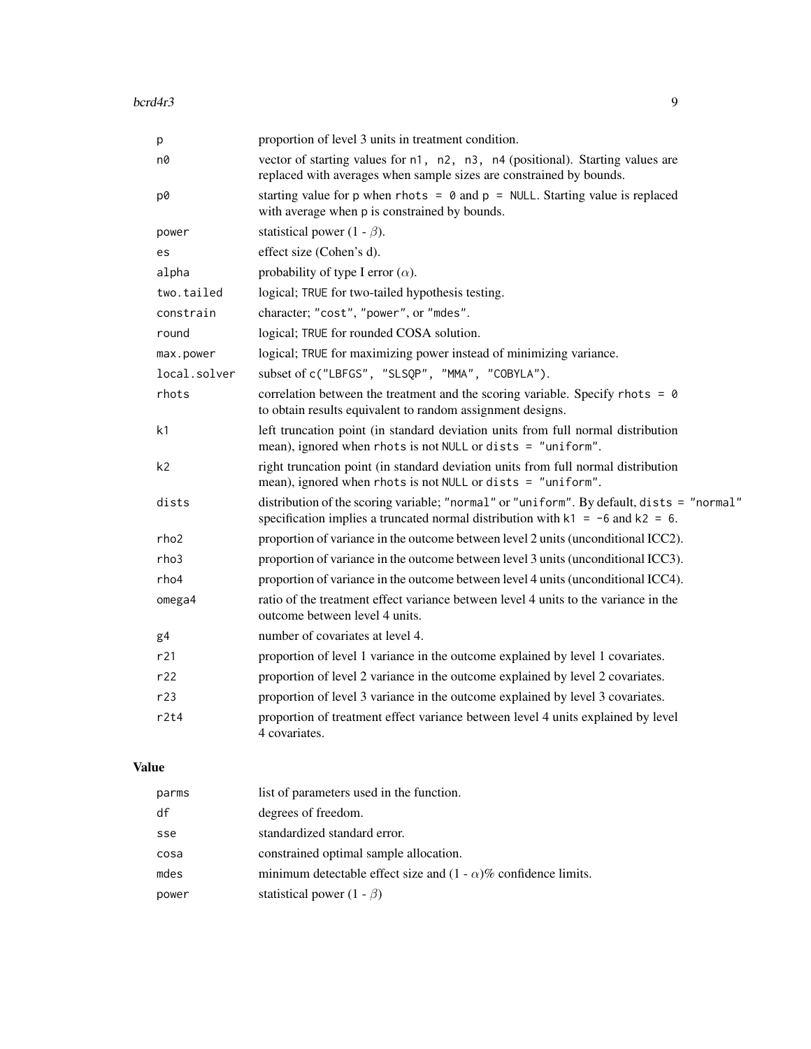| | |
|---|---|
| `p` | proportion of level 3 units in treatment condition. |
| `n0` | vector of starting values for `n1, n2, n3, n4` (positional). Starting values are replaced with averages when sample sizes are constrained by bounds. |
| `p0` | starting value for `p` when `rhots = 0` and `p = NULL`. Starting value is replaced with average when `p` is constrained by bounds. |
| `power` | statistical power (1 - $\beta$). |
| `es` | effect size (Cohen's d). |
| `alpha` | probability of type I error ($\alpha$). |
| `two.tailed` | logical; `TRUE` for two-tailed hypothesis testing. |
| `constrain` | character; `"cost"`, `"power"`, or `"mdes"`. |
| `round` | logical; `TRUE` for rounded COSA solution. |
| `max.power` | logical; `TRUE` for maximizing power instead of minimizing variance. |
| `local.solver` | subset of `c("LBFGS", "SLSQP", "MMA", "COBYLA")`. |
| `rhots` | correlation between the treatment and the scoring variable. Specify `rhots = 0` to obtain results equivalent to random assignment designs. |
| `k1` | left truncation point (in standard deviation units from full normal distribution mean), ignored when `rhots` is not `NULL` or `dists = "uniform"`. |
| `k2` | right truncation point (in standard deviation units from full normal distribution mean), ignored when `rhots` is not `NULL` or `dists = "uniform"`. |
| `dists` | distribution of the scoring variable; `"normal"` or `"uniform"`. By default, `dists = "normal"` specification implies a truncated normal distribution with `k1 = -6` and `k2 = 6`. |
| `rho2` | proportion of variance in the outcome between level 2 units (unconditional ICC2). |
| `rho3` | proportion of variance in the outcome between level 3 units (unconditional ICC3). |
| `rho4` | proportion of variance in the outcome between level 4 units (unconditional ICC4). |
| `omega4` | ratio of the treatment effect variance between level 4 units to the variance in the outcome between level 4 units. |
| `g4` | number of covariates at level 4. |
| `r21` | proportion of level 1 variance in the outcome explained by level 1 covariates. |
| `r22` | proportion of level 2 variance in the outcome explained by level 2 covariates. |
| `r23` | proportion of level 3 variance in the outcome explained by level 3 covariates. |
| `r2t4` | proportion of treatment effect variance between level 4 units explained by level 4 covariates. |

## Value

| | |
|---|---|
| `parms` | list of parameters used in the function. |
| `df` | degrees of freedom. |
| `sse` | standardized standard error. |
| `cosa` | constrained optimal sample allocation. |
| `mdes` | minimum detectable effect size and (1 - $\alpha$)% confidence limits. |
| `power` | statistical power (1 - $\beta$) |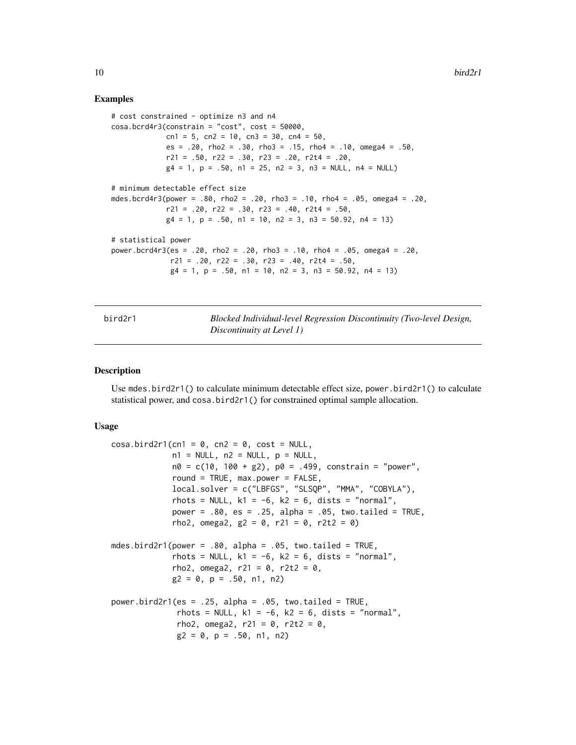### Examples

```
# cost constrained - optimize n3 and n4
cosa.bcrd4r3(constrain = "cost", cost = 50000,
             cn1 = 5, cn2 = 10, cn3 = 30, cn4 = 50,
             es = .20, rho2 = .30, rho3 = .15, rho4 = .10, omega4 = .50,
             r21 = .50, r22 = .30, r23 = .20, r2t4 = .20,
             g4 = 1, p = .50, n1 = 25, n2 = 3, n3 = NULL, n4 = NULL)

# minimum detectable effect size
mdes.bcrd4r3(power = .80, rho2 = .20, rho3 = .10, rho4 = .05, omega4 = .20,
             r21 = .20, r22 = .30, r23 = .40, r2t4 = .50,
             g4 = 1, p = .50, n1 = 10, n2 = 3, n3 = 50.92, n4 = 13)

# statistical power
power.bcrd4r3(es = .20, rho2 = .20, rho3 = .10, rho4 = .05, omega4 = .20,
              r21 = .20, r22 = .30, r23 = .40, r2t4 = .50,
              g4 = 1, p = .50, n1 = 10, n2 = 3, n3 = 50.92, n4 = 13)
```

---

## bird2r1 — *Blocked Individual-level Regression Discontinuity (Two-level Design, Discontinuity at Level 1)*

---

### Description

Use mdes.bird2r1() to calculate minimum detectable effect size, power.bird2r1() to calculate statistical power, and cosa.bird2r1() for constrained optimal sample allocation.

### Usage

```
cosa.bird2r1(cn1 = 0, cn2 = 0, cost = NULL,
             n1 = NULL, n2 = NULL, p = NULL,
             n0 = c(10, 100 + g2), p0 = .499, constrain = "power",
             round = TRUE, max.power = FALSE,
             local.solver = c("LBFGS", "SLSQP", "MMA", "COBYLA"),
             rhots = NULL, k1 = -6, k2 = 6, dists = "normal",
             power = .80, es = .25, alpha = .05, two.tailed = TRUE,
             rho2, omega2, g2 = 0, r21 = 0, r2t2 = 0)

mdes.bird2r1(power = .80, alpha = .05, two.tailed = TRUE,
             rhots = NULL, k1 = -6, k2 = 6, dists = "normal",
             rho2, omega2, r21 = 0, r2t2 = 0,
             g2 = 0, p = .50, n1, n2)

power.bird2r1(es = .25, alpha = .05, two.tailed = TRUE,
              rhots = NULL, k1 = -6, k2 = 6, dists = "normal",
              rho2, omega2, r21 = 0, r2t2 = 0,
              g2 = 0, p = .50, n1, n2)
```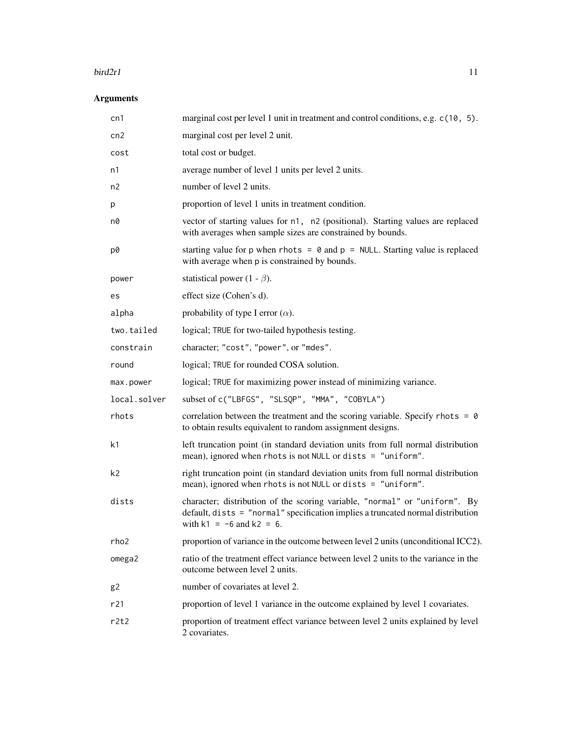## Arguments

| Argument | Description |
| --- | --- |
| `cn1` | marginal cost per level 1 unit in treatment and control conditions, e.g. `c(10, 5)`. |
| `cn2` | marginal cost per level 2 unit. |
| `cost` | total cost or budget. |
| `n1` | average number of level 1 units per level 2 units. |
| `n2` | number of level 2 units. |
| `p` | proportion of level 1 units in treatment condition. |
| `n0` | vector of starting values for `n1, n2` (positional). Starting values are replaced with averages when sample sizes are constrained by bounds. |
| `p0` | starting value for `p` when `rhots = 0` and `p = NULL`. Starting value is replaced with average when `p` is constrained by bounds. |
| `power` | statistical power (1 - $\beta$). |
| `es` | effect size (Cohen's d). |
| `alpha` | probability of type I error ($\alpha$). |
| `two.tailed` | logical; `TRUE` for two-tailed hypothesis testing. |
| `constrain` | character; `"cost"`, `"power"`, or `"mdes"`. |
| `round` | logical; `TRUE` for rounded COSA solution. |
| `max.power` | logical; `TRUE` for maximizing power instead of minimizing variance. |
| `local.solver` | subset of `c("LBFGS", "SLSQP", "MMA", "COBYLA")` |
| `rhots` | correlation between the treatment and the scoring variable. Specify `rhots = 0` to obtain results equivalent to random assignment designs. |
| `k1` | left truncation point (in standard deviation units from full normal distribution mean), ignored when `rhots` is not `NULL` or `dists = "uniform"`. |
| `k2` | right truncation point (in standard deviation units from full normal distribution mean), ignored when `rhots` is not `NULL` or `dists = "uniform"`. |
| `dists` | character; distribution of the scoring variable, `"normal"` or `"uniform"`. By default, `dists = "normal"` specification implies a truncated normal distribution with `k1 = -6` and `k2 = 6`. |
| `rho2` | proportion of variance in the outcome between level 2 units (unconditional ICC2). |
| `omega2` | ratio of the treatment effect variance between level 2 units to the variance in the outcome between level 2 units. |
| `g2` | number of covariates at level 2. |
| `r21` | proportion of level 1 variance in the outcome explained by level 1 covariates. |
| `r2t2` | proportion of treatment effect variance between level 2 units explained by level 2 covariates. |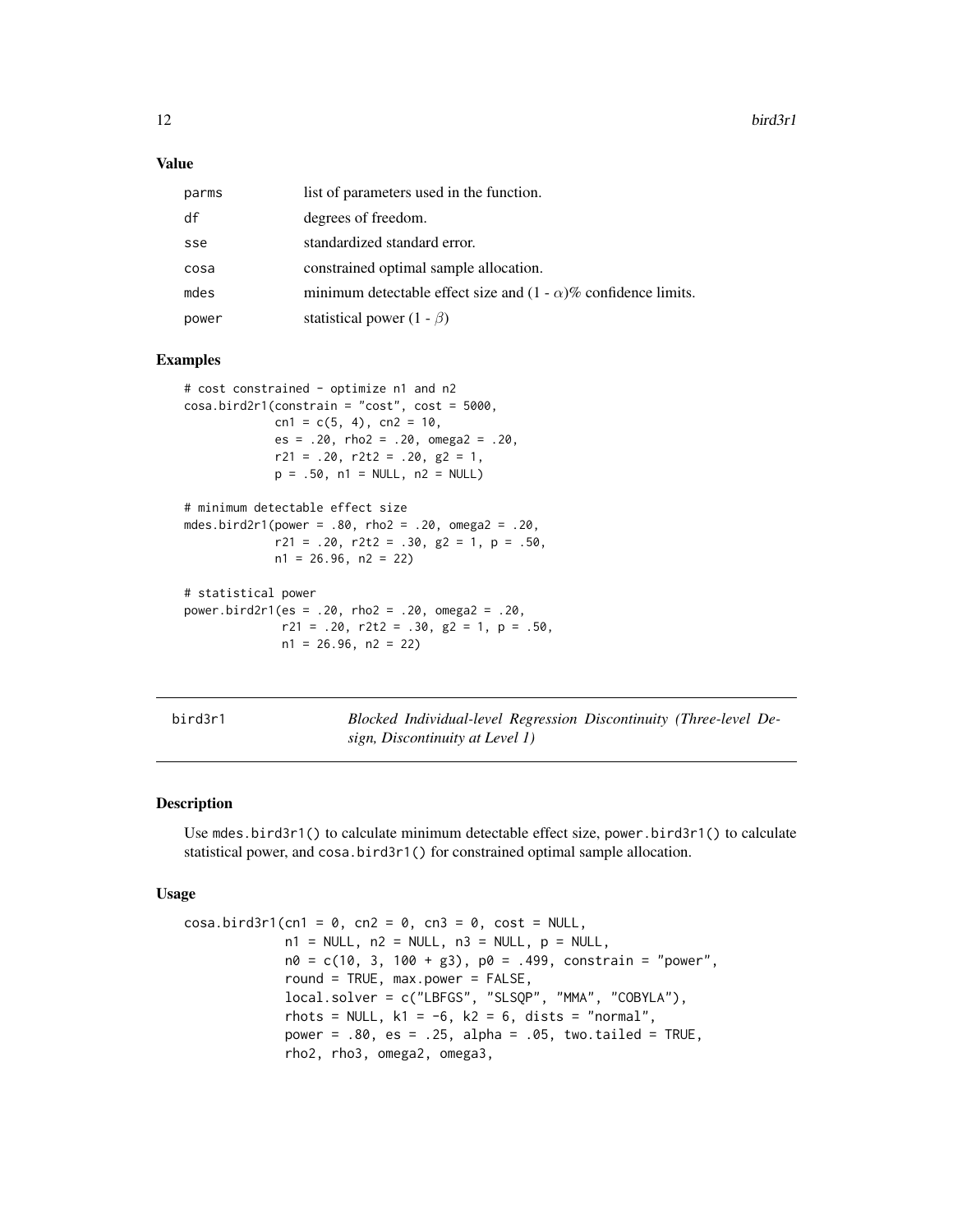### Value

| | |
|---|---|
| parms | list of parameters used in the function. |
| df | degrees of freedom. |
| sse | standardized standard error. |
| cosa | constrained optimal sample allocation. |
| mdes | minimum detectable effect size and (1 - $\alpha$)% confidence limits. |
| power | statistical power (1 - $\beta$) |

### Examples

```
# cost constrained - optimize n1 and n2
cosa.bird2r1(constrain = "cost", cost = 5000,
             cn1 = c(5, 4), cn2 = 10,
             es = .20, rho2 = .20, omega2 = .20,
             r21 = .20, r2t2 = .20, g2 = 1,
             p = .50, n1 = NULL, n2 = NULL)

# minimum detectable effect size
mdes.bird2r1(power = .80, rho2 = .20, omega2 = .20,
             r21 = .20, r2t2 = .30, g2 = 1, p = .50,
             n1 = 26.96, n2 = 22)

# statistical power
power.bird2r1(es = .20, rho2 = .20, omega2 = .20,
              r21 = .20, r2t2 = .30, g2 = 1, p = .50,
              n1 = 26.96, n2 = 22)
```

---

## bird3r1 — *Blocked Individual-level Regression Discontinuity (Three-level Design, Discontinuity at Level 1)*

### Description

Use mdes.bird3r1() to calculate minimum detectable effect size, power.bird3r1() to calculate statistical power, and cosa.bird3r1() for constrained optimal sample allocation.

### Usage

```
cosa.bird3r1(cn1 = 0, cn2 = 0, cn3 = 0, cost = NULL,
             n1 = NULL, n2 = NULL, n3 = NULL, p = NULL,
             n0 = c(10, 3, 100 + g3), p0 = .499, constrain = "power",
             round = TRUE, max.power = FALSE,
             local.solver = c("LBFGS", "SLSQP", "MMA", "COBYLA"),
             rhots = NULL, k1 = -6, k2 = 6, dists = "normal",
             power = .80, es = .25, alpha = .05, two.tailed = TRUE,
             rho2, rho3, omega2, omega3,
```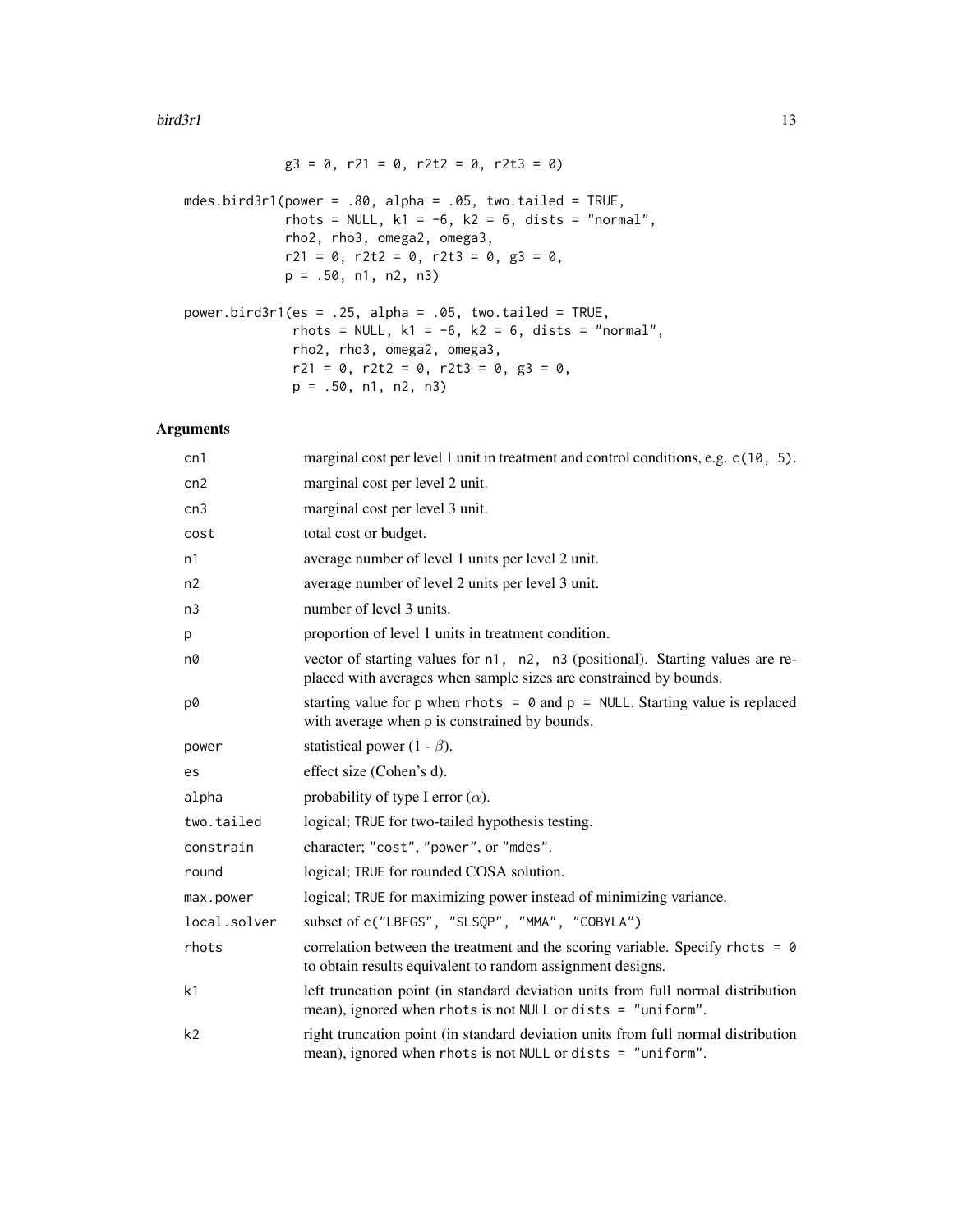```
            g3 = 0, r21 = 0, r2t2 = 0, r2t3 = 0)

mdes.bird3r1(power = .80, alpha = .05, two.tailed = TRUE,
             rhots = NULL, k1 = -6, k2 = 6, dists = "normal",
             rho2, rho3, omega2, omega3,
             r21 = 0, r2t2 = 0, r2t3 = 0, g3 = 0,
             p = .50, n1, n2, n3)

power.bird3r1(es = .25, alpha = .05, two.tailed = TRUE,
              rhots = NULL, k1 = -6, k2 = 6, dists = "normal",
              rho2, rho3, omega2, omega3,
              r21 = 0, r2t2 = 0, r2t3 = 0, g3 = 0,
              p = .50, n1, n2, n3)
```

## Arguments

| | |
|---|---|
| cn1 | marginal cost per level 1 unit in treatment and control conditions, e.g. c(10, 5). |
| cn2 | marginal cost per level 2 unit. |
| cn3 | marginal cost per level 3 unit. |
| cost | total cost or budget. |
| n1 | average number of level 1 units per level 2 unit. |
| n2 | average number of level 2 units per level 3 unit. |
| n3 | number of level 3 units. |
| p | proportion of level 1 units in treatment condition. |
| n0 | vector of starting values for n1, n2, n3 (positional). Starting values are replaced with averages when sample sizes are constrained by bounds. |
| p0 | starting value for p when rhots = 0 and p = NULL. Starting value is replaced with average when p is constrained by bounds. |
| power | statistical power (1 - $\beta$). |
| es | effect size (Cohen's d). |
| alpha | probability of type I error ($\alpha$). |
| two.tailed | logical; TRUE for two-tailed hypothesis testing. |
| constrain | character; "cost", "power", or "mdes". |
| round | logical; TRUE for rounded COSA solution. |
| max.power | logical; TRUE for maximizing power instead of minimizing variance. |
| local.solver | subset of c("LBFGS", "SLSQP", "MMA", "COBYLA") |
| rhots | correlation between the treatment and the scoring variable. Specify rhots = 0 to obtain results equivalent to random assignment designs. |
| k1 | left truncation point (in standard deviation units from full normal distribution mean), ignored when rhots is not NULL or dists = "uniform". |
| k2 | right truncation point (in standard deviation units from full normal distribution mean), ignored when rhots is not NULL or dists = "uniform". |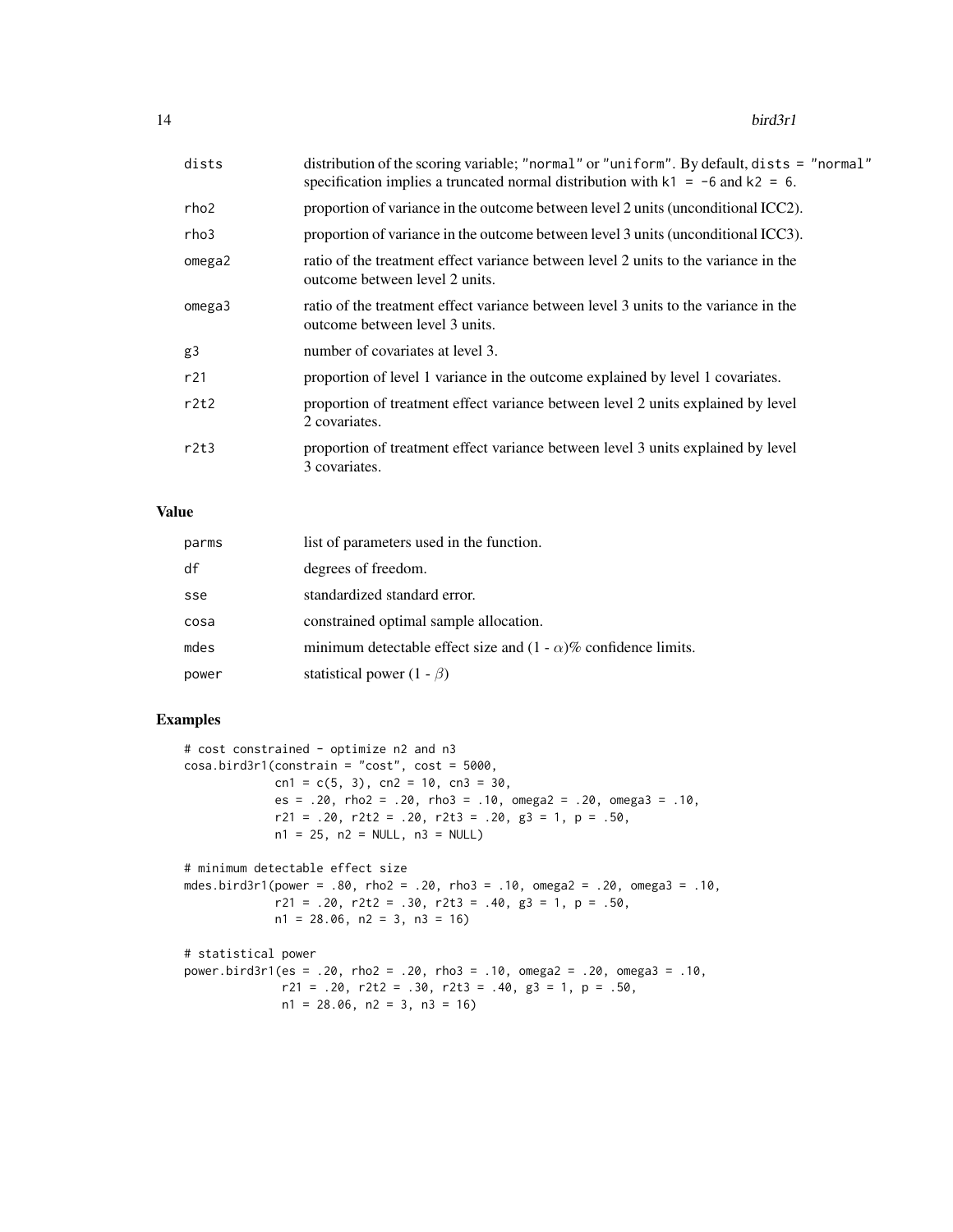| | |
|---|---|
| dists | distribution of the scoring variable; "normal" or "uniform". By default, dists = "normal" specification implies a truncated normal distribution with k1 = -6 and k2 = 6. |
| rho2 | proportion of variance in the outcome between level 2 units (unconditional ICC2). |
| rho3 | proportion of variance in the outcome between level 3 units (unconditional ICC3). |
| omega2 | ratio of the treatment effect variance between level 2 units to the variance in the outcome between level 2 units. |
| omega3 | ratio of the treatment effect variance between level 3 units to the variance in the outcome between level 3 units. |
| g3 | number of covariates at level 3. |
| r21 | proportion of level 1 variance in the outcome explained by level 1 covariates. |
| r2t2 | proportion of treatment effect variance between level 2 units explained by level 2 covariates. |
| r2t3 | proportion of treatment effect variance between level 3 units explained by level 3 covariates. |

## Value

| | |
|---|---|
| parms | list of parameters used in the function. |
| df | degrees of freedom. |
| sse | standardized standard error. |
| cosa | constrained optimal sample allocation. |
| mdes | minimum detectable effect size and (1 - $\alpha$)% confidence limits. |
| power | statistical power (1 - $\beta$) |

## Examples

```
# cost constrained - optimize n2 and n3
cosa.bird3r1(constrain = "cost", cost = 5000,
             cn1 = c(5, 3), cn2 = 10, cn3 = 30,
             es = .20, rho2 = .20, rho3 = .10, omega2 = .20, omega3 = .10,
             r21 = .20, r2t2 = .20, r2t3 = .20, g3 = 1, p = .50,
             n1 = 25, n2 = NULL, n3 = NULL)

# minimum detectable effect size
mdes.bird3r1(power = .80, rho2 = .20, rho3 = .10, omega2 = .20, omega3 = .10,
             r21 = .20, r2t2 = .30, r2t3 = .40, g3 = 1, p = .50,
             n1 = 28.06, n2 = 3, n3 = 16)

# statistical power
power.bird3r1(es = .20, rho2 = .20, rho3 = .10, omega2 = .20, omega3 = .10,
              r21 = .20, r2t2 = .30, r2t3 = .40, g3 = 1, p = .50,
              n1 = 28.06, n2 = 3, n3 = 16)
```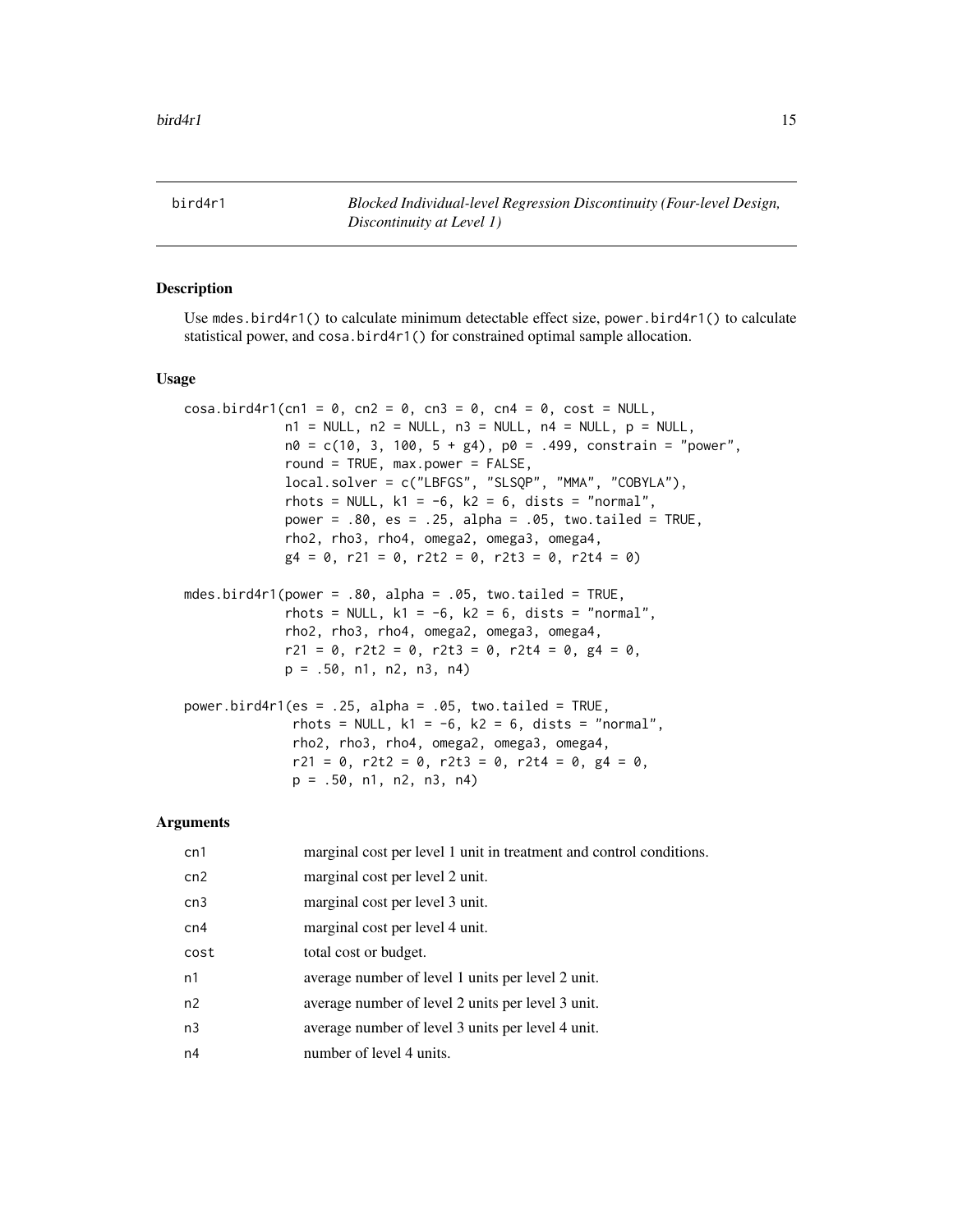bird4r1 *Blocked Individual-level Regression Discontinuity (Four-level Design, Discontinuity at Level 1)*

## Description

Use `mdes.bird4r1()` to calculate minimum detectable effect size, `power.bird4r1()` to calculate statistical power, and `cosa.bird4r1()` for constrained optimal sample allocation.

## Usage

```
cosa.bird4r1(cn1 = 0, cn2 = 0, cn3 = 0, cn4 = 0, cost = NULL,
             n1 = NULL, n2 = NULL, n3 = NULL, n4 = NULL, p = NULL,
             n0 = c(10, 3, 100, 5 + g4), p0 = .499, constrain = "power",
             round = TRUE, max.power = FALSE,
             local.solver = c("LBFGS", "SLSQP", "MMA", "COBYLA"),
             rhots = NULL, k1 = -6, k2 = 6, dists = "normal",
             power = .80, es = .25, alpha = .05, two.tailed = TRUE,
             rho2, rho3, rho4, omega2, omega3, omega4,
             g4 = 0, r21 = 0, r2t2 = 0, r2t3 = 0, r2t4 = 0)

mdes.bird4r1(power = .80, alpha = .05, two.tailed = TRUE,
             rhots = NULL, k1 = -6, k2 = 6, dists = "normal",
             rho2, rho3, rho4, omega2, omega3, omega4,
             r21 = 0, r2t2 = 0, r2t3 = 0, r2t4 = 0, g4 = 0,
             p = .50, n1, n2, n3, n4)

power.bird4r1(es = .25, alpha = .05, two.tailed = TRUE,
              rhots = NULL, k1 = -6, k2 = 6, dists = "normal",
              rho2, rho3, rho4, omega2, omega3, omega4,
              r21 = 0, r2t2 = 0, r2t3 = 0, r2t4 = 0, g4 = 0,
              p = .50, n1, n2, n3, n4)
```

## Arguments

| | |
|---|---|
| cn1 | marginal cost per level 1 unit in treatment and control conditions. |
| cn2 | marginal cost per level 2 unit. |
| cn3 | marginal cost per level 3 unit. |
| cn4 | marginal cost per level 4 unit. |
| cost | total cost or budget. |
| n1 | average number of level 1 units per level 2 unit. |
| n2 | average number of level 2 units per level 3 unit. |
| n3 | average number of level 3 units per level 4 unit. |
| n4 | number of level 4 units. |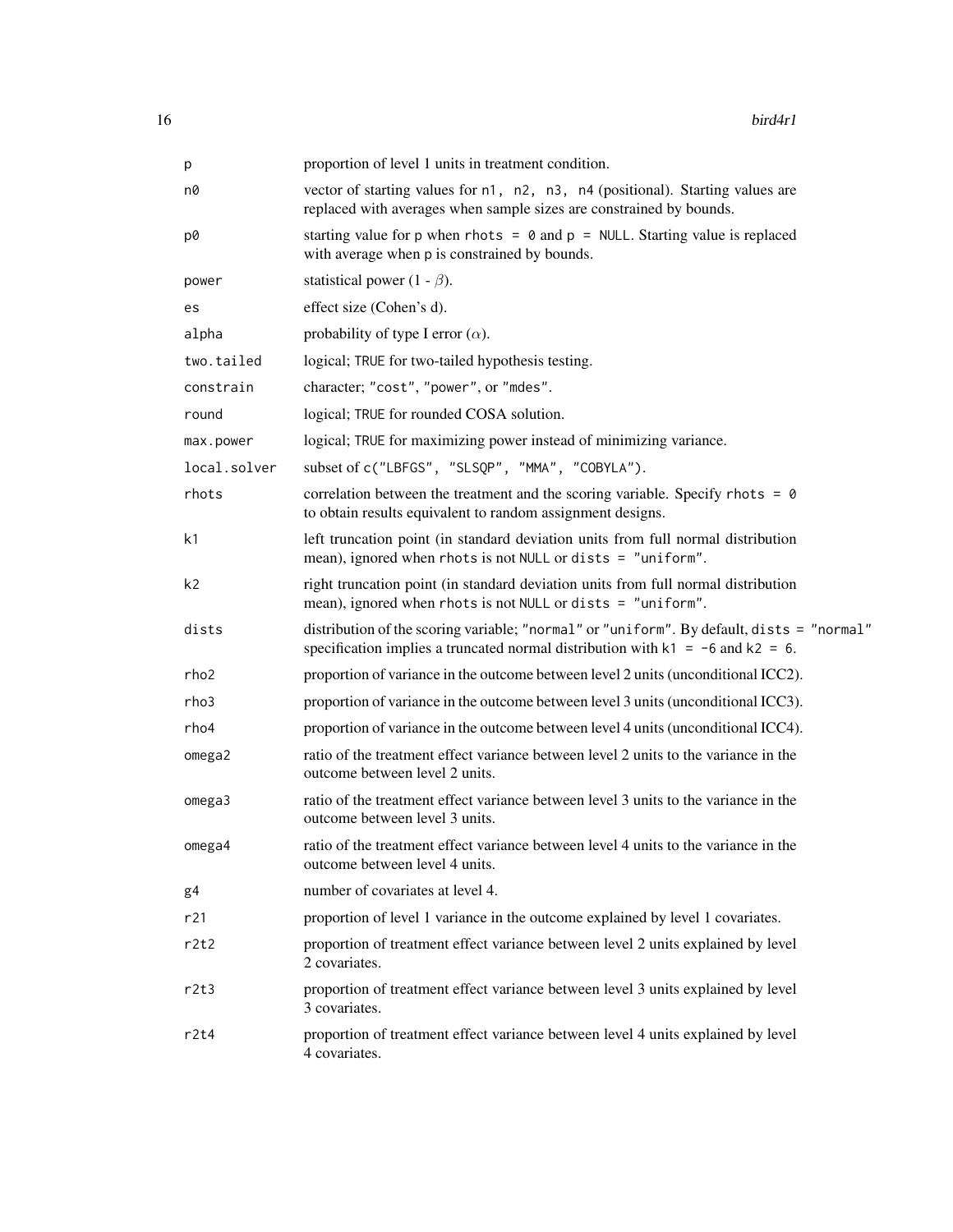| | |
|---|---|
| `p` | proportion of level 1 units in treatment condition. |
| `n0` | vector of starting values for `n1, n2, n3, n4` (positional). Starting values are replaced with averages when sample sizes are constrained by bounds. |
| `p0` | starting value for `p` when `rhots = 0` and `p = NULL`. Starting value is replaced with average when `p` is constrained by bounds. |
| `power` | statistical power (1 - $\beta$). |
| `es` | effect size (Cohen's d). |
| `alpha` | probability of type I error ($\alpha$). |
| `two.tailed` | logical; `TRUE` for two-tailed hypothesis testing. |
| `constrain` | character; `"cost"`, `"power"`, or `"mdes"`. |
| `round` | logical; `TRUE` for rounded COSA solution. |
| `max.power` | logical; `TRUE` for maximizing power instead of minimizing variance. |
| `local.solver` | subset of `c("LBFGS", "SLSQP", "MMA", "COBYLA")`. |
| `rhots` | correlation between the treatment and the scoring variable. Specify `rhots = 0` to obtain results equivalent to random assignment designs. |
| `k1` | left truncation point (in standard deviation units from full normal distribution mean), ignored when `rhots` is not `NULL` or `dists = "uniform"`. |
| `k2` | right truncation point (in standard deviation units from full normal distribution mean), ignored when `rhots` is not `NULL` or `dists = "uniform"`. |
| `dists` | distribution of the scoring variable; `"normal"` or `"uniform"`. By default, `dists = "normal"` specification implies a truncated normal distribution with `k1 = -6` and `k2 = 6`. |
| `rho2` | proportion of variance in the outcome between level 2 units (unconditional ICC2). |
| `rho3` | proportion of variance in the outcome between level 3 units (unconditional ICC3). |
| `rho4` | proportion of variance in the outcome between level 4 units (unconditional ICC4). |
| `omega2` | ratio of the treatment effect variance between level 2 units to the variance in the outcome between level 2 units. |
| `omega3` | ratio of the treatment effect variance between level 3 units to the variance in the outcome between level 3 units. |
| `omega4` | ratio of the treatment effect variance between level 4 units to the variance in the outcome between level 4 units. |
| `g4` | number of covariates at level 4. |
| `r21` | proportion of level 1 variance in the outcome explained by level 1 covariates. |
| `r2t2` | proportion of treatment effect variance between level 2 units explained by level 2 covariates. |
| `r2t3` | proportion of treatment effect variance between level 3 units explained by level 3 covariates. |
| `r2t4` | proportion of treatment effect variance between level 4 units explained by level 4 covariates. |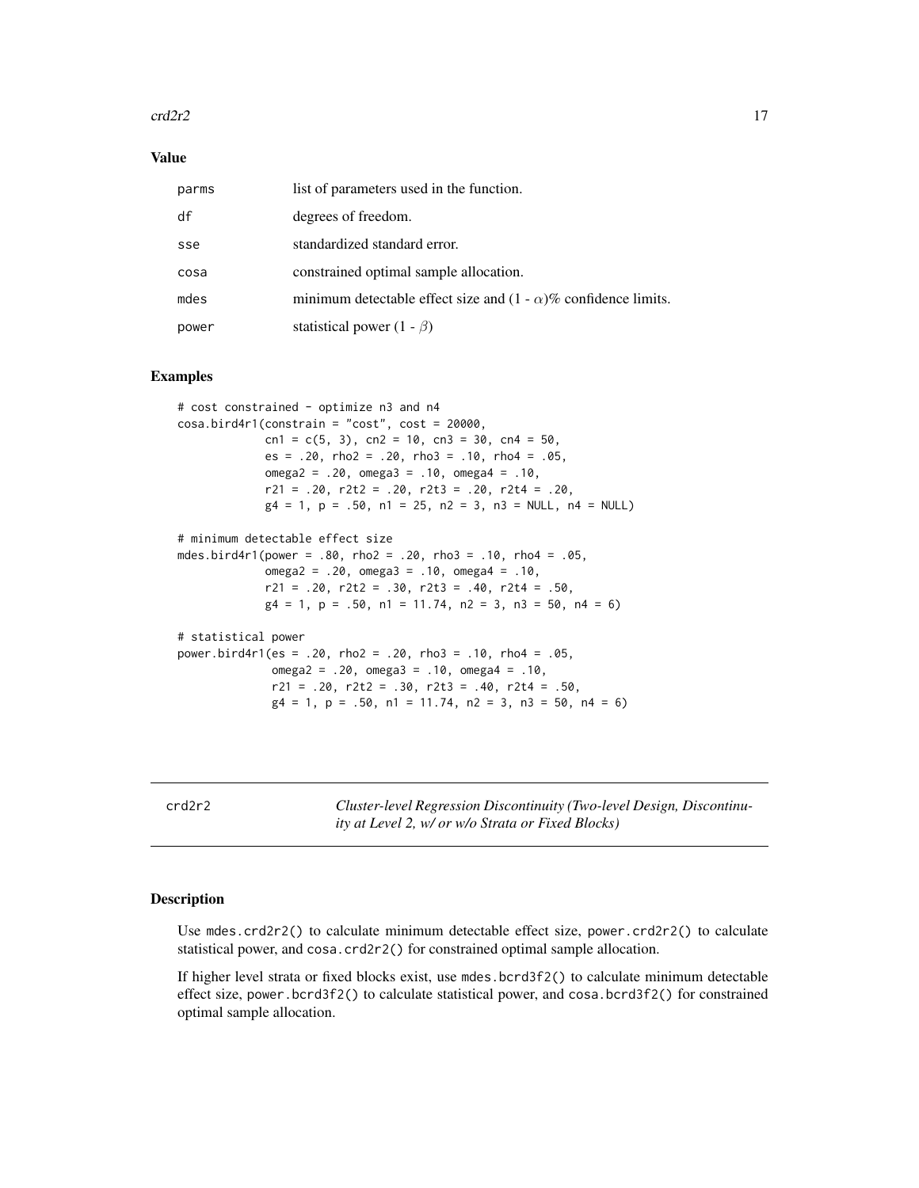### Value

| | |
|---|---|
| parms | list of parameters used in the function. |
| df | degrees of freedom. |
| sse | standardized standard error. |
| cosa | constrained optimal sample allocation. |
| mdes | minimum detectable effect size and $(1 - \alpha)$% confidence limits. |
| power | statistical power $(1 - \beta)$ |

### Examples

```
# cost constrained - optimize n3 and n4
cosa.bird4r1(constrain = "cost", cost = 20000,
             cn1 = c(5, 3), cn2 = 10, cn3 = 30, cn4 = 50,
             es = .20, rho2 = .20, rho3 = .10, rho4 = .05,
             omega2 = .20, omega3 = .10, omega4 = .10,
             r21 = .20, r2t2 = .20, r2t3 = .20, r2t4 = .20,
             g4 = 1, p = .50, n1 = 25, n2 = 3, n3 = NULL, n4 = NULL)

# minimum detectable effect size
mdes.bird4r1(power = .80, rho2 = .20, rho3 = .10, rho4 = .05,
             omega2 = .20, omega3 = .10, omega4 = .10,
             r21 = .20, r2t2 = .30, r2t3 = .40, r2t4 = .50,
             g4 = 1, p = .50, n1 = 11.74, n2 = 3, n3 = 50, n4 = 6)

# statistical power
power.bird4r1(es = .20, rho2 = .20, rho3 = .10, rho4 = .05,
              omega2 = .20, omega3 = .10, omega4 = .10,
              r21 = .20, r2t2 = .30, r2t3 = .40, r2t4 = .50,
              g4 = 1, p = .50, n1 = 11.74, n2 = 3, n3 = 50, n4 = 6)
```

---

## crd2r2 — *Cluster-level Regression Discontinuity (Two-level Design, Discontinuity at Level 2, w/ or w/o Strata or Fixed Blocks)*

---

### Description

Use `mdes.crd2r2()` to calculate minimum detectable effect size, `power.crd2r2()` to calculate statistical power, and `cosa.crd2r2()` for constrained optimal sample allocation.

If higher level strata or fixed blocks exist, use `mdes.bcrd3f2()` to calculate minimum detectable effect size, `power.bcrd3f2()` to calculate statistical power, and `cosa.bcrd3f2()` for constrained optimal sample allocation.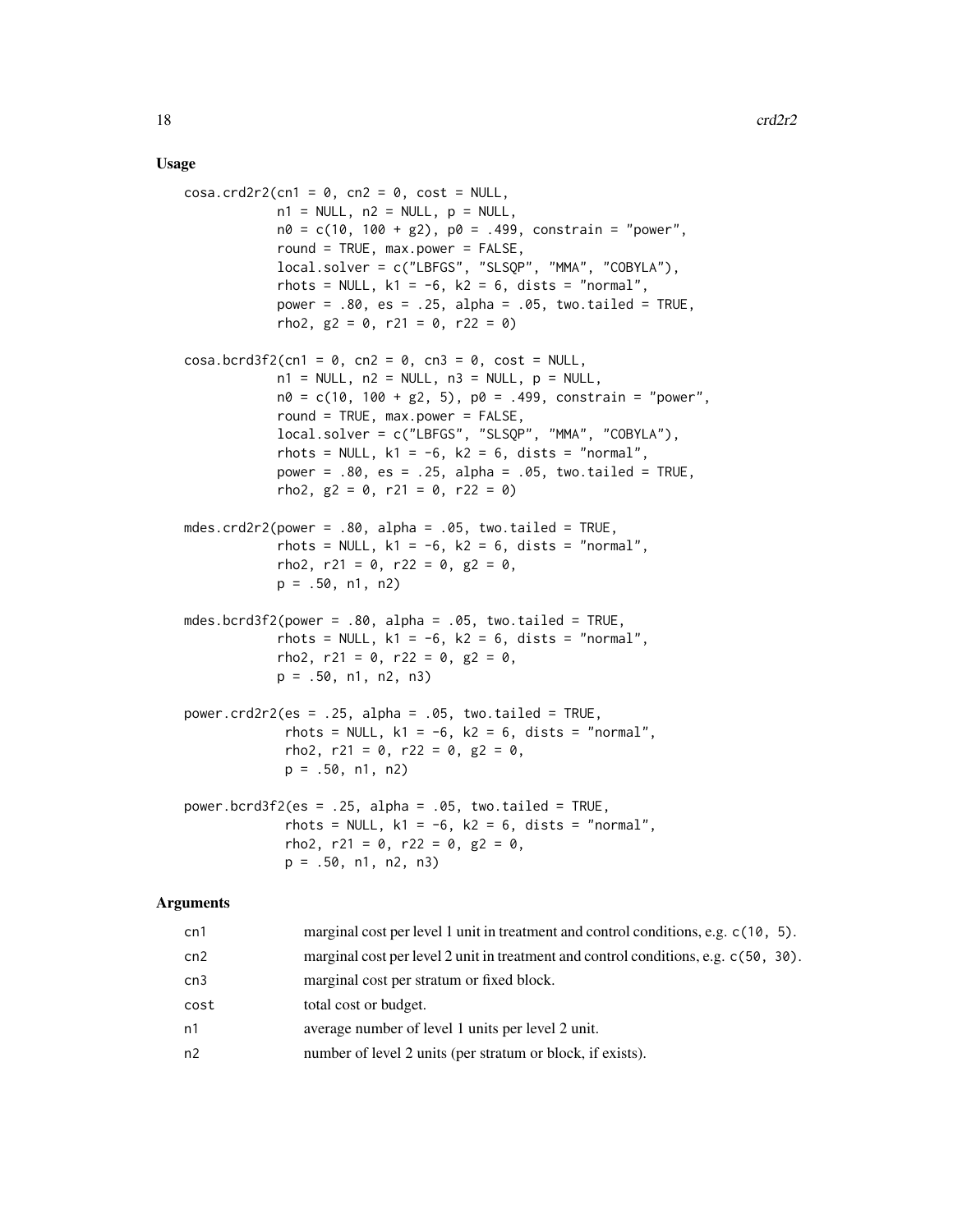## Usage

```
cosa.crd2r2(cn1 = 0, cn2 = 0, cost = NULL,
            n1 = NULL, n2 = NULL, p = NULL,
            n0 = c(10, 100 + g2), p0 = .499, constrain = "power",
            round = TRUE, max.power = FALSE,
            local.solver = c("LBFGS", "SLSQP", "MMA", "COBYLA"),
            rhots = NULL, k1 = -6, k2 = 6, dists = "normal",
            power = .80, es = .25, alpha = .05, two.tailed = TRUE,
            rho2, g2 = 0, r21 = 0, r22 = 0)

cosa.bcrd3f2(cn1 = 0, cn2 = 0, cn3 = 0, cost = NULL,
            n1 = NULL, n2 = NULL, n3 = NULL, p = NULL,
            n0 = c(10, 100 + g2, 5), p0 = .499, constrain = "power",
            round = TRUE, max.power = FALSE,
            local.solver = c("LBFGS", "SLSQP", "MMA", "COBYLA"),
            rhots = NULL, k1 = -6, k2 = 6, dists = "normal",
            power = .80, es = .25, alpha = .05, two.tailed = TRUE,
            rho2, g2 = 0, r21 = 0, r22 = 0)

mdes.crd2r2(power = .80, alpha = .05, two.tailed = TRUE,
            rhots = NULL, k1 = -6, k2 = 6, dists = "normal",
            rho2, r21 = 0, r22 = 0, g2 = 0,
            p = .50, n1, n2)

mdes.bcrd3f2(power = .80, alpha = .05, two.tailed = TRUE,
            rhots = NULL, k1 = -6, k2 = 6, dists = "normal",
            rho2, r21 = 0, r22 = 0, g2 = 0,
            p = .50, n1, n2, n3)

power.crd2r2(es = .25, alpha = .05, two.tailed = TRUE,
             rhots = NULL, k1 = -6, k2 = 6, dists = "normal",
             rho2, r21 = 0, r22 = 0, g2 = 0,
             p = .50, n1, n2)

power.bcrd3f2(es = .25, alpha = .05, two.tailed = TRUE,
             rhots = NULL, k1 = -6, k2 = 6, dists = "normal",
             rho2, r21 = 0, r22 = 0, g2 = 0,
             p = .50, n1, n2, n3)
```

## Arguments

| | |
|---|---|
| cn1 | marginal cost per level 1 unit in treatment and control conditions, e.g. `c(10, 5)`. |
| cn2 | marginal cost per level 2 unit in treatment and control conditions, e.g. `c(50, 30)`. |
| cn3 | marginal cost per stratum or fixed block. |
| cost | total cost or budget. |
| n1 | average number of level 1 units per level 2 unit. |
| n2 | number of level 2 units (per stratum or block, if exists). |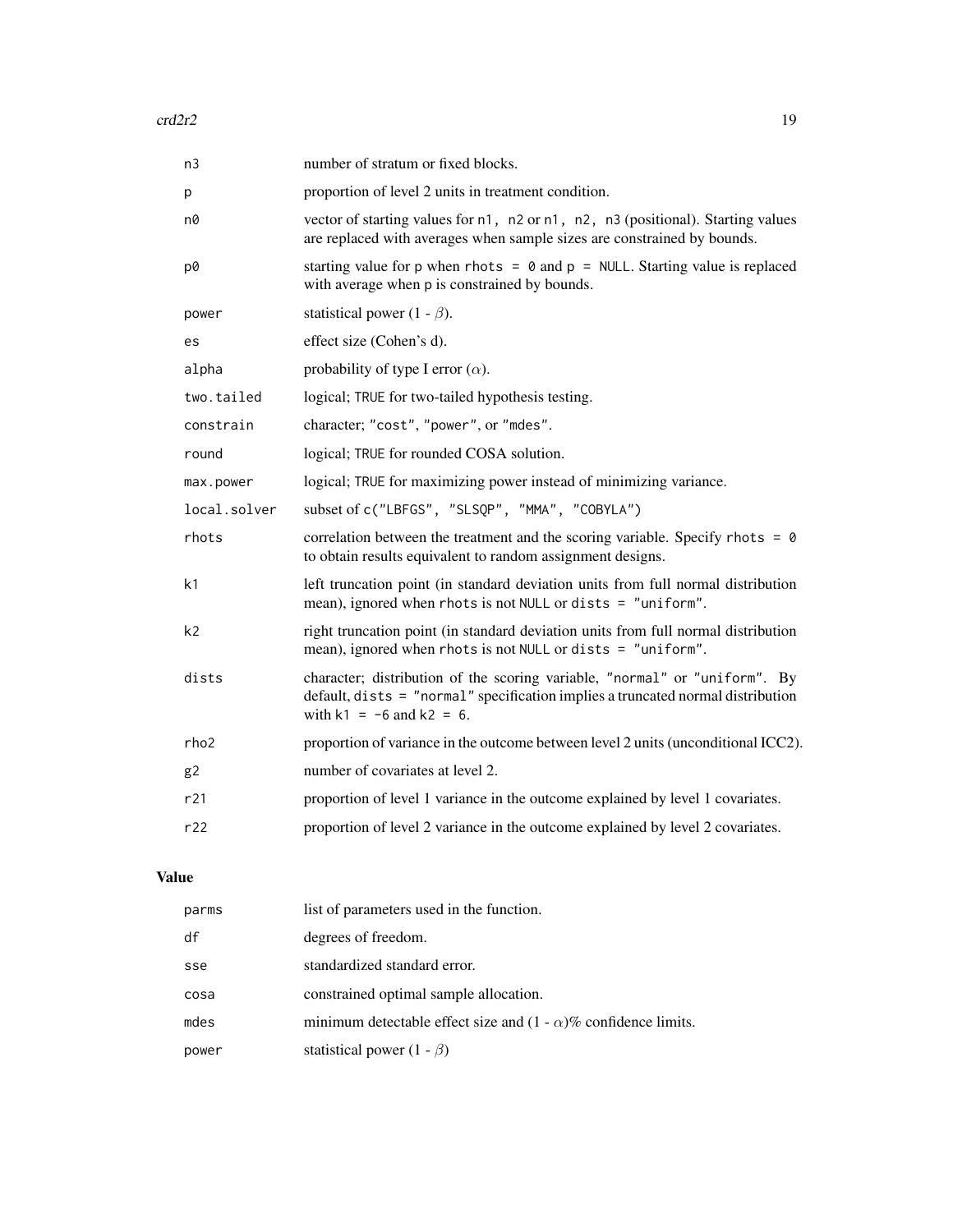| | |
|---|---|
| `n3` | number of stratum or fixed blocks. |
| `p` | proportion of level 2 units in treatment condition. |
| `n0` | vector of starting values for `n1, n2` or `n1, n2, n3` (positional). Starting values are replaced with averages when sample sizes are constrained by bounds. |
| `p0` | starting value for `p` when `rhots = 0` and `p = NULL`. Starting value is replaced with average when `p` is constrained by bounds. |
| `power` | statistical power (1 - $\beta$). |
| `es` | effect size (Cohen's d). |
| `alpha` | probability of type I error ($\alpha$). |
| `two.tailed` | logical; `TRUE` for two-tailed hypothesis testing. |
| `constrain` | character; `"cost"`, `"power"`, or `"mdes"`. |
| `round` | logical; `TRUE` for rounded COSA solution. |
| `max.power` | logical; `TRUE` for maximizing power instead of minimizing variance. |
| `local.solver` | subset of `c("LBFGS", "SLSQP", "MMA", "COBYLA")` |
| `rhots` | correlation between the treatment and the scoring variable. Specify `rhots = 0` to obtain results equivalent to random assignment designs. |
| `k1` | left truncation point (in standard deviation units from full normal distribution mean), ignored when `rhots` is not `NULL` or `dists = "uniform"`. |
| `k2` | right truncation point (in standard deviation units from full normal distribution mean), ignored when `rhots` is not `NULL` or `dists = "uniform"`. |
| `dists` | character; distribution of the scoring variable, `"normal"` or `"uniform"`. By default, `dists = "normal"` specification implies a truncated normal distribution with `k1 = -6` and `k2 = 6`. |
| `rho2` | proportion of variance in the outcome between level 2 units (unconditional ICC2). |
| `g2` | number of covariates at level 2. |
| `r21` | proportion of level 1 variance in the outcome explained by level 1 covariates. |
| `r22` | proportion of level 2 variance in the outcome explained by level 2 covariates. |

## Value

| | |
|---|---|
| `parms` | list of parameters used in the function. |
| `df` | degrees of freedom. |
| `sse` | standardized standard error. |
| `cosa` | constrained optimal sample allocation. |
| `mdes` | minimum detectable effect size and (1 - $\alpha$)% confidence limits. |
| `power` | statistical power (1 - $\beta$) |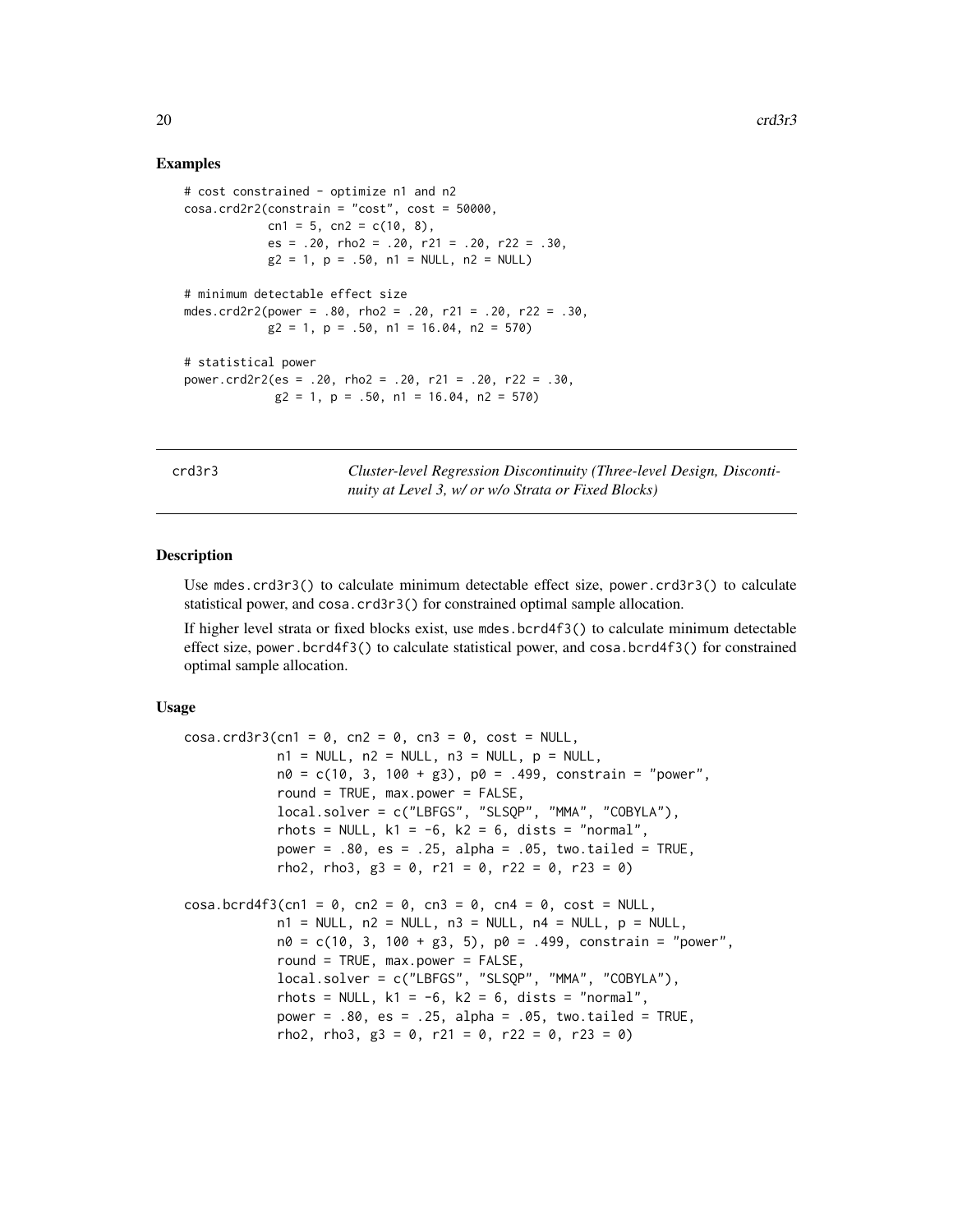### Examples

```
# cost constrained - optimize n1 and n2
cosa.crd2r2(constrain = "cost", cost = 50000,
            cn1 = 5, cn2 = c(10, 8),
            es = .20, rho2 = .20, r21 = .20, r22 = .30,
            g2 = 1, p = .50, n1 = NULL, n2 = NULL)

# minimum detectable effect size
mdes.crd2r2(power = .80, rho2 = .20, r21 = .20, r22 = .30,
            g2 = 1, p = .50, n1 = 16.04, n2 = 570)

# statistical power
power.crd2r2(es = .20, rho2 = .20, r21 = .20, r22 = .30,
             g2 = 1, p = .50, n1 = 16.04, n2 = 570)
```

---

## crd3r3 — *Cluster-level Regression Discontinuity (Three-level Design, Discontinuity at Level 3, w/ or w/o Strata or Fixed Blocks)*

---

### Description

Use `mdes.crd3r3()` to calculate minimum detectable effect size, `power.crd3r3()` to calculate statistical power, and `cosa.crd3r3()` for constrained optimal sample allocation.

If higher level strata or fixed blocks exist, use `mdes.bcrd4f3()` to calculate minimum detectable effect size, `power.bcrd4f3()` to calculate statistical power, and `cosa.bcrd4f3()` for constrained optimal sample allocation.

### Usage

```
cosa.crd3r3(cn1 = 0, cn2 = 0, cn3 = 0, cost = NULL,
            n1 = NULL, n2 = NULL, n3 = NULL, p = NULL,
            n0 = c(10, 3, 100 + g3), p0 = .499, constrain = "power",
            round = TRUE, max.power = FALSE,
            local.solver = c("LBFGS", "SLSQP", "MMA", "COBYLA"),
            rhots = NULL, k1 = -6, k2 = 6, dists = "normal",
            power = .80, es = .25, alpha = .05, two.tailed = TRUE,
            rho2, rho3, g3 = 0, r21 = 0, r22 = 0, r23 = 0)

cosa.bcrd4f3(cn1 = 0, cn2 = 0, cn3 = 0, cn4 = 0, cost = NULL,
            n1 = NULL, n2 = NULL, n3 = NULL, n4 = NULL, p = NULL,
            n0 = c(10, 3, 100 + g3, 5), p0 = .499, constrain = "power",
            round = TRUE, max.power = FALSE,
            local.solver = c("LBFGS", "SLSQP", "MMA", "COBYLA"),
            rhots = NULL, k1 = -6, k2 = 6, dists = "normal",
            power = .80, es = .25, alpha = .05, two.tailed = TRUE,
            rho2, rho3, g3 = 0, r21 = 0, r22 = 0, r23 = 0)
```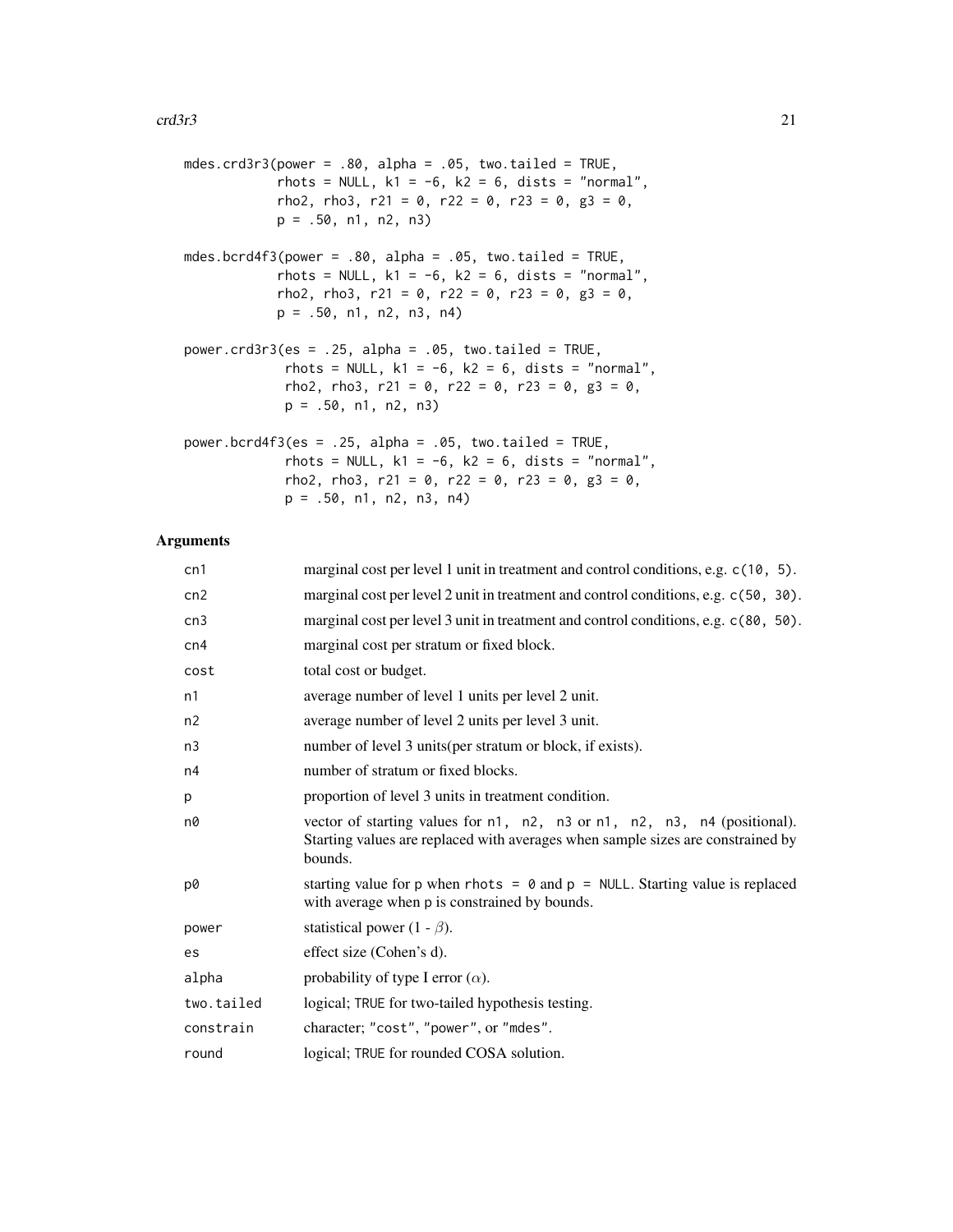```
mdes.crd3r3(power = .80, alpha = .05, two.tailed = TRUE,
            rhots = NULL, k1 = -6, k2 = 6, dists = "normal",
            rho2, rho3, r21 = 0, r22 = 0, r23 = 0, g3 = 0,
            p = .50, n1, n2, n3)

mdes.bcrd4f3(power = .80, alpha = .05, two.tailed = TRUE,
            rhots = NULL, k1 = -6, k2 = 6, dists = "normal",
            rho2, rho3, r21 = 0, r22 = 0, r23 = 0, g3 = 0,
            p = .50, n1, n2, n3, n4)

power.crd3r3(es = .25, alpha = .05, two.tailed = TRUE,
             rhots = NULL, k1 = -6, k2 = 6, dists = "normal",
             rho2, rho3, r21 = 0, r22 = 0, r23 = 0, g3 = 0,
             p = .50, n1, n2, n3)

power.bcrd4f3(es = .25, alpha = .05, two.tailed = TRUE,
             rhots = NULL, k1 = -6, k2 = 6, dists = "normal",
             rho2, rho3, r21 = 0, r22 = 0, r23 = 0, g3 = 0,
             p = .50, n1, n2, n3, n4)
```

## Arguments

| | |
|---|---|
| `cn1` | marginal cost per level 1 unit in treatment and control conditions, e.g. `c(10, 5)`. |
| `cn2` | marginal cost per level 2 unit in treatment and control conditions, e.g. `c(50, 30)`. |
| `cn3` | marginal cost per level 3 unit in treatment and control conditions, e.g. `c(80, 50)`. |
| `cn4` | marginal cost per stratum or fixed block. |
| `cost` | total cost or budget. |
| `n1` | average number of level 1 units per level 2 unit. |
| `n2` | average number of level 2 units per level 3 unit. |
| `n3` | number of level 3 units(per stratum or block, if exists). |
| `n4` | number of stratum or fixed blocks. |
| `p` | proportion of level 3 units in treatment condition. |
| `n0` | vector of starting values for `n1, n2, n3` or `n1, n2, n3, n4` (positional). Starting values are replaced with averages when sample sizes are constrained by bounds. |
| `p0` | starting value for `p` when `rhots = 0` and `p = NULL`. Starting value is replaced with average when `p` is constrained by bounds. |
| `power` | statistical power (1 - $\beta$). |
| `es` | effect size (Cohen's d). |
| `alpha` | probability of type I error ($\alpha$). |
| `two.tailed` | logical; `TRUE` for two-tailed hypothesis testing. |
| `constrain` | character; `"cost"`, `"power"`, or `"mdes"`. |
| `round` | logical; `TRUE` for rounded COSA solution. |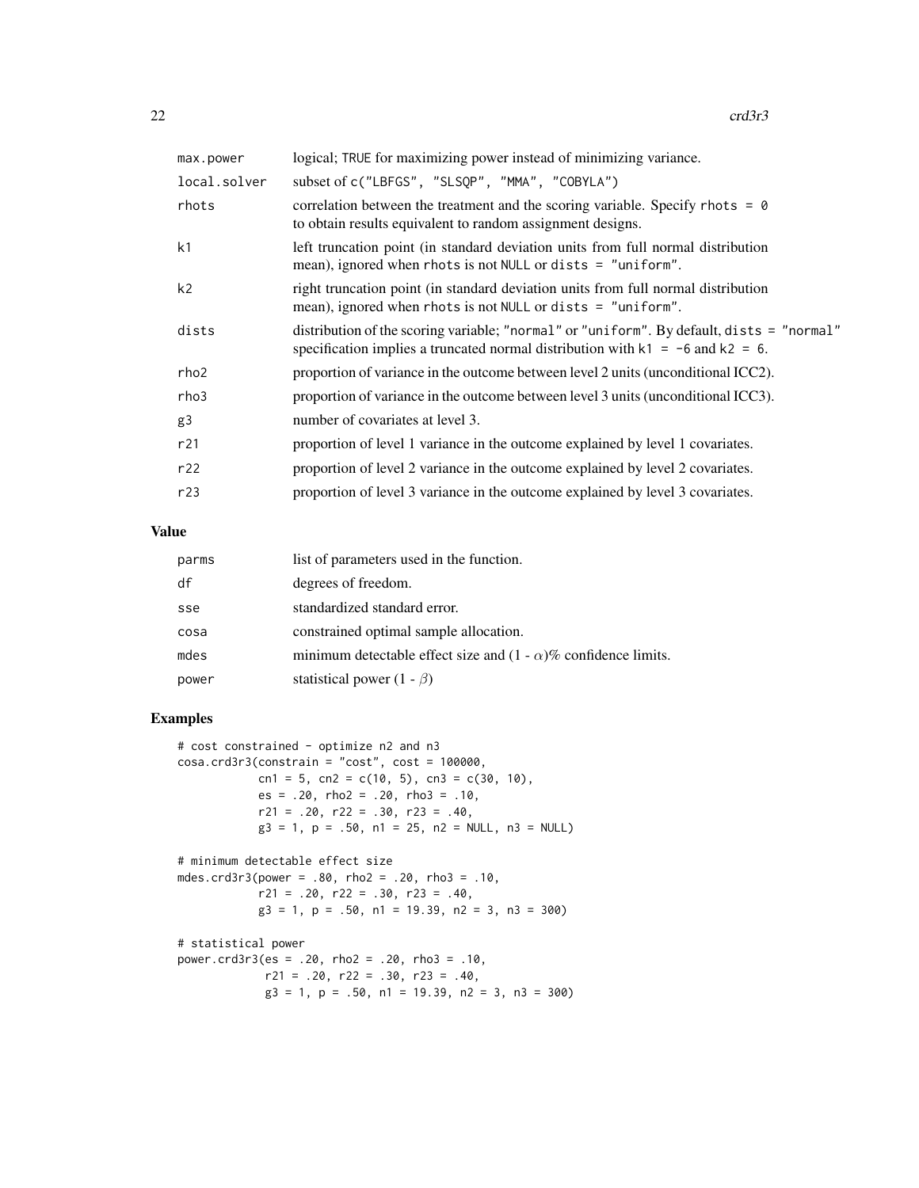| | |
|---|---|
| `max.power` | logical; TRUE for maximizing power instead of minimizing variance. |
| `local.solver` | subset of c("LBFGS", "SLSQP", "MMA", "COBYLA") |
| `rhots` | correlation between the treatment and the scoring variable. Specify rhots = 0 to obtain results equivalent to random assignment designs. |
| `k1` | left truncation point (in standard deviation units from full normal distribution mean), ignored when rhots is not NULL or dists = "uniform". |
| `k2` | right truncation point (in standard deviation units from full normal distribution mean), ignored when rhots is not NULL or dists = "uniform". |
| `dists` | distribution of the scoring variable; "normal" or "uniform". By default, dists = "normal" specification implies a truncated normal distribution with k1 = -6 and k2 = 6. |
| `rho2` | proportion of variance in the outcome between level 2 units (unconditional ICC2). |
| `rho3` | proportion of variance in the outcome between level 3 units (unconditional ICC3). |
| `g3` | number of covariates at level 3. |
| `r21` | proportion of level 1 variance in the outcome explained by level 1 covariates. |
| `r22` | proportion of level 2 variance in the outcome explained by level 2 covariates. |
| `r23` | proportion of level 3 variance in the outcome explained by level 3 covariates. |

## Value

| | |
|---|---|
| `parms` | list of parameters used in the function. |
| `df` | degrees of freedom. |
| `sse` | standardized standard error. |
| `cosa` | constrained optimal sample allocation. |
| `mdes` | minimum detectable effect size and $(1 - \alpha)\%$ confidence limits. |
| `power` | statistical power $(1 - \beta)$ |

## Examples

```
# cost constrained - optimize n2 and n3
cosa.crd3r3(constrain = "cost", cost = 100000,
            cn1 = 5, cn2 = c(10, 5), cn3 = c(30, 10),
            es = .20, rho2 = .20, rho3 = .10,
            r21 = .20, r22 = .30, r23 = .40,
            g3 = 1, p = .50, n1 = 25, n2 = NULL, n3 = NULL)

# minimum detectable effect size
mdes.crd3r3(power = .80, rho2 = .20, rho3 = .10,
            r21 = .20, r22 = .30, r23 = .40,
            g3 = 1, p = .50, n1 = 19.39, n2 = 3, n3 = 300)

# statistical power
power.crd3r3(es = .20, rho2 = .20, rho3 = .10,
             r21 = .20, r22 = .30, r23 = .40,
             g3 = 1, p = .50, n1 = 19.39, n2 = 3, n3 = 300)
```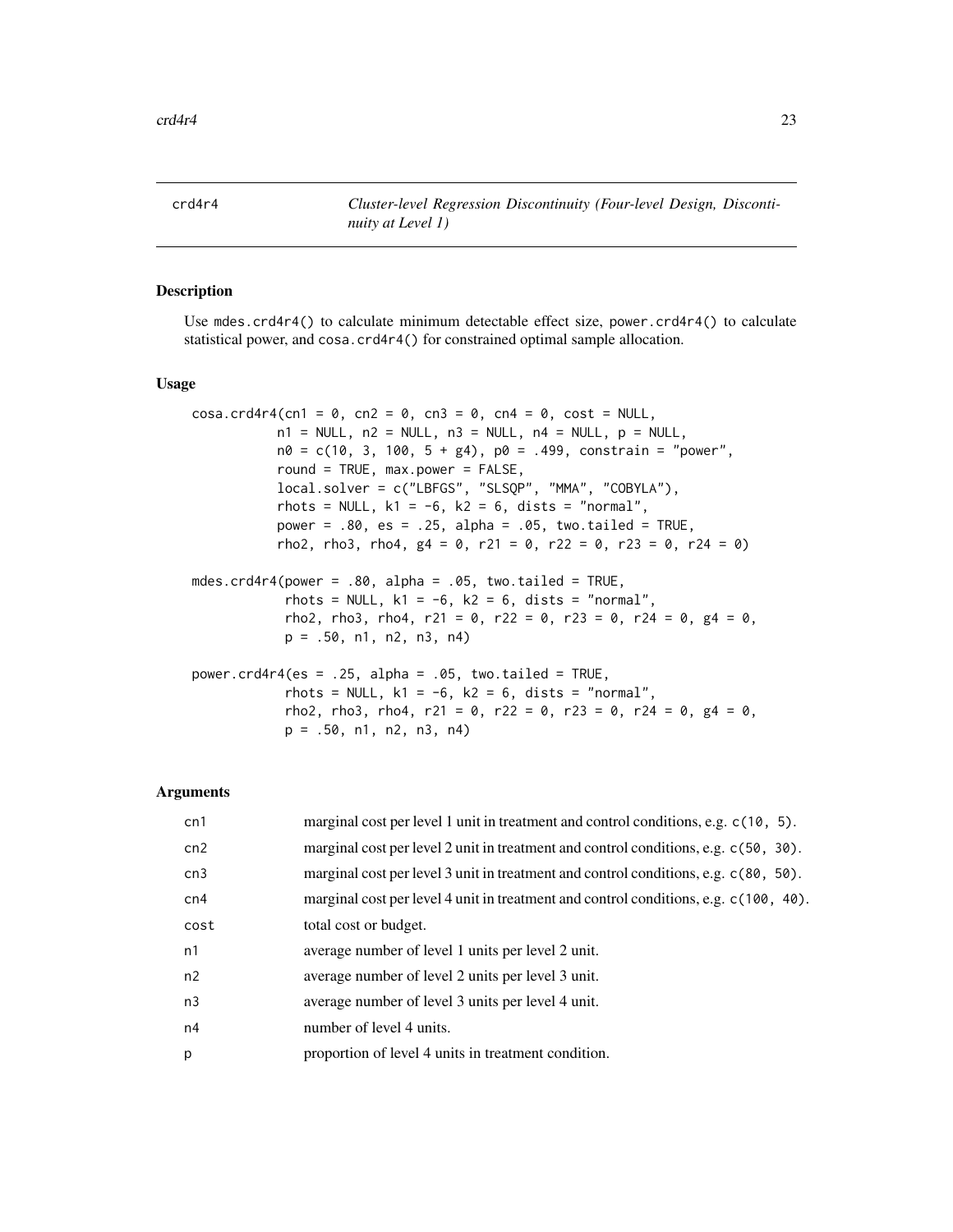crd4r4 — *Cluster-level Regression Discontinuity (Four-level Design, Discontinuity at Level 1)*

## Description

Use `mdes.crd4r4()` to calculate minimum detectable effect size, `power.crd4r4()` to calculate statistical power, and `cosa.crd4r4()` for constrained optimal sample allocation.

## Usage

```
cosa.crd4r4(cn1 = 0, cn2 = 0, cn3 = 0, cn4 = 0, cost = NULL,
            n1 = NULL, n2 = NULL, n3 = NULL, n4 = NULL, p = NULL,
            n0 = c(10, 3, 100, 5 + g4), p0 = .499, constrain = "power",
            round = TRUE, max.power = FALSE,
            local.solver = c("LBFGS", "SLSQP", "MMA", "COBYLA"),
            rhots = NULL, k1 = -6, k2 = 6, dists = "normal",
            power = .80, es = .25, alpha = .05, two.tailed = TRUE,
            rho2, rho3, rho4, g4 = 0, r21 = 0, r22 = 0, r23 = 0, r24 = 0)

mdes.crd4r4(power = .80, alpha = .05, two.tailed = TRUE,
            rhots = NULL, k1 = -6, k2 = 6, dists = "normal",
            rho2, rho3, rho4, r21 = 0, r22 = 0, r23 = 0, r24 = 0, g4 = 0,
            p = .50, n1, n2, n3, n4)

power.crd4r4(es = .25, alpha = .05, two.tailed = TRUE,
            rhots = NULL, k1 = -6, k2 = 6, dists = "normal",
            rho2, rho3, rho4, r21 = 0, r22 = 0, r23 = 0, r24 = 0, g4 = 0,
            p = .50, n1, n2, n3, n4)
```

## Arguments

| | |
|---|---|
| `cn1` | marginal cost per level 1 unit in treatment and control conditions, e.g. `c(10, 5)`. |
| `cn2` | marginal cost per level 2 unit in treatment and control conditions, e.g. `c(50, 30)`. |
| `cn3` | marginal cost per level 3 unit in treatment and control conditions, e.g. `c(80, 50)`. |
| `cn4` | marginal cost per level 4 unit in treatment and control conditions, e.g. `c(100, 40)`. |
| `cost` | total cost or budget. |
| `n1` | average number of level 1 units per level 2 unit. |
| `n2` | average number of level 2 units per level 3 unit. |
| `n3` | average number of level 3 units per level 4 unit. |
| `n4` | number of level 4 units. |
| `p` | proportion of level 4 units in treatment condition. |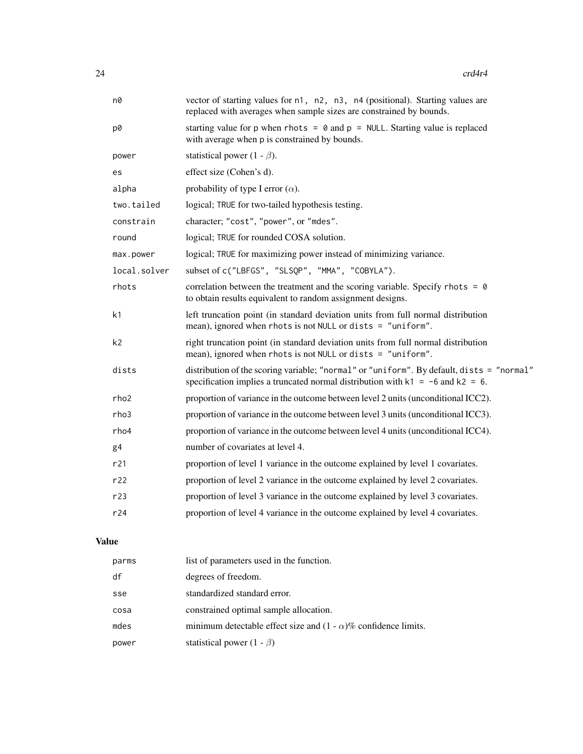| | |
|---|---|
| n0 | vector of starting values for `n1, n2, n3, n4` (positional). Starting values are replaced with averages when sample sizes are constrained by bounds. |
| p0 | starting value for `p` when `rhots = 0` and `p = NULL`. Starting value is replaced with average when `p` is constrained by bounds. |
| power | statistical power (1 - $\beta$). |
| es | effect size (Cohen's d). |
| alpha | probability of type I error ($\alpha$). |
| two.tailed | logical; `TRUE` for two-tailed hypothesis testing. |
| constrain | character; `"cost"`, `"power"`, or `"mdes"`. |
| round | logical; `TRUE` for rounded COSA solution. |
| max.power | logical; `TRUE` for maximizing power instead of minimizing variance. |
| local.solver | subset of `c("LBFGS", "SLSQP", "MMA", "COBYLA")`. |
| rhots | correlation between the treatment and the scoring variable. Specify `rhots = 0` to obtain results equivalent to random assignment designs. |
| k1 | left truncation point (in standard deviation units from full normal distribution mean), ignored when `rhots` is not `NULL` or `dists = "uniform"`. |
| k2 | right truncation point (in standard deviation units from full normal distribution mean), ignored when `rhots` is not `NULL` or `dists = "uniform"`. |
| dists | distribution of the scoring variable; `"normal"` or `"uniform"`. By default, `dists = "normal"` specification implies a truncated normal distribution with `k1 = -6` and `k2 = 6`. |
| rho2 | proportion of variance in the outcome between level 2 units (unconditional ICC2). |
| rho3 | proportion of variance in the outcome between level 3 units (unconditional ICC3). |
| rho4 | proportion of variance in the outcome between level 4 units (unconditional ICC4). |
| g4 | number of covariates at level 4. |
| r21 | proportion of level 1 variance in the outcome explained by level 1 covariates. |
| r22 | proportion of level 2 variance in the outcome explained by level 2 covariates. |
| r23 | proportion of level 3 variance in the outcome explained by level 3 covariates. |
| r24 | proportion of level 4 variance in the outcome explained by level 4 covariates. |

## Value

| | |
|---|---|
| parms | list of parameters used in the function. |
| df | degrees of freedom. |
| sse | standardized standard error. |
| cosa | constrained optimal sample allocation. |
| mdes | minimum detectable effect size and (1 - $\alpha$)% confidence limits. |
| power | statistical power (1 - $\beta$) |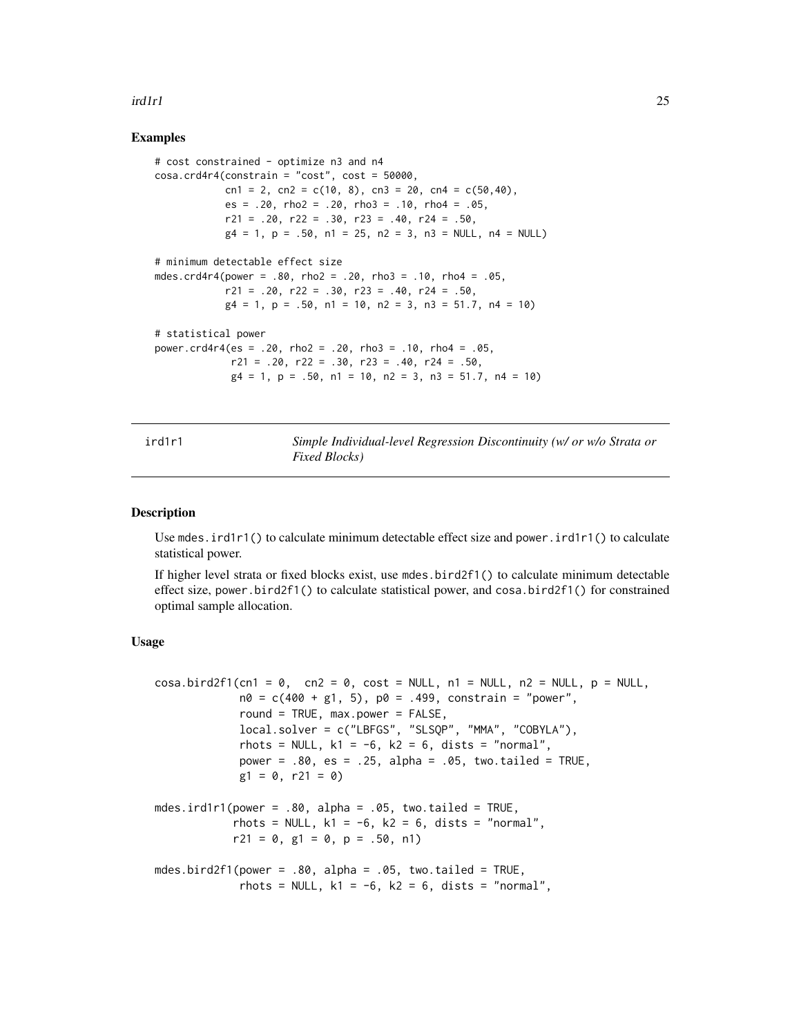## Examples

```
# cost constrained - optimize n3 and n4
cosa.crd4r4(constrain = "cost", cost = 50000,
            cn1 = 2, cn2 = c(10, 8), cn3 = 20, cn4 = c(50,40),
            es = .20, rho2 = .20, rho3 = .10, rho4 = .05,
            r21 = .20, r22 = .30, r23 = .40, r24 = .50,
            g4 = 1, p = .50, n1 = 25, n2 = 3, n3 = NULL, n4 = NULL)

# minimum detectable effect size
mdes.crd4r4(power = .80, rho2 = .20, rho3 = .10, rho4 = .05,
            r21 = .20, r22 = .30, r23 = .40, r24 = .50,
            g4 = 1, p = .50, n1 = 10, n2 = 3, n3 = 51.7, n4 = 10)

# statistical power
power.crd4r4(es = .20, rho2 = .20, rho3 = .10, rho4 = .05,
             r21 = .20, r22 = .30, r23 = .40, r24 = .50,
             g4 = 1, p = .50, n1 = 10, n2 = 3, n3 = 51.7, n4 = 10)
```

---

# ird1r1 — *Simple Individual-level Regression Discontinuity (w/ or w/o Strata or Fixed Blocks)*

---

## Description

Use `mdes.ird1r1()` to calculate minimum detectable effect size and `power.ird1r1()` to calculate statistical power.

If higher level strata or fixed blocks exist, use `mdes.bird2f1()` to calculate minimum detectable effect size, `power.bird2f1()` to calculate statistical power, and `cosa.bird2f1()` for constrained optimal sample allocation.

## Usage

```
cosa.bird2f1(cn1 = 0,  cn2 = 0, cost = NULL, n1 = NULL, n2 = NULL, p = NULL,
             n0 = c(400 + g1, 5), p0 = .499, constrain = "power",
             round = TRUE, max.power = FALSE,
             local.solver = c("LBFGS", "SLSQP", "MMA", "COBYLA"),
             rhots = NULL, k1 = -6, k2 = 6, dists = "normal",
             power = .80, es = .25, alpha = .05, two.tailed = TRUE,
             g1 = 0, r21 = 0)

mdes.ird1r1(power = .80, alpha = .05, two.tailed = TRUE,
            rhots = NULL, k1 = -6, k2 = 6, dists = "normal",
            r21 = 0, g1 = 0, p = .50, n1)

mdes.bird2f1(power = .80, alpha = .05, two.tailed = TRUE,
             rhots = NULL, k1 = -6, k2 = 6, dists = "normal",
```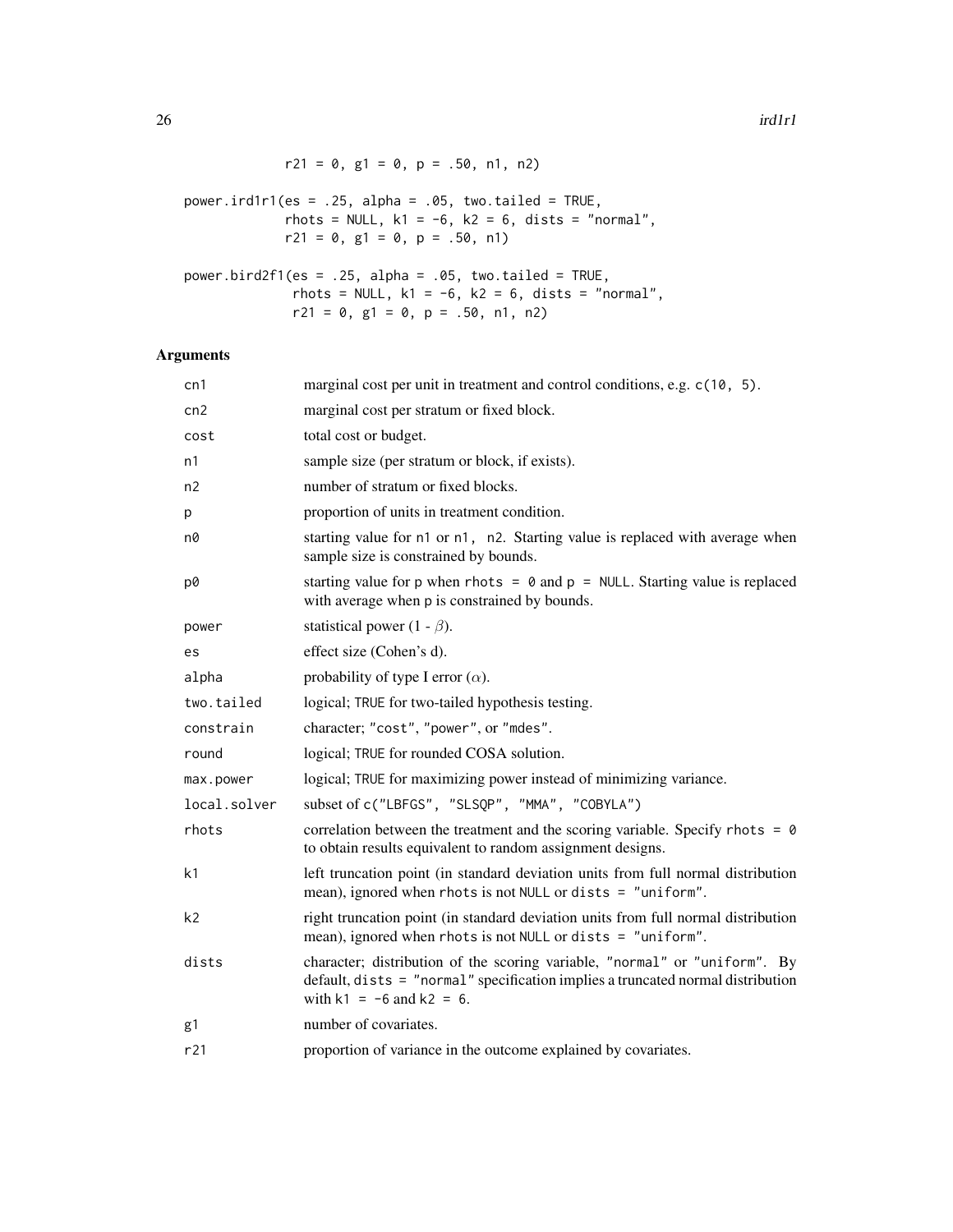```
             r21 = 0, g1 = 0, p = .50, n1, n2)

power.ird1r1(es = .25, alpha = .05, two.tailed = TRUE,
             rhots = NULL, k1 = -6, k2 = 6, dists = "normal",
             r21 = 0, g1 = 0, p = .50, n1)

power.bird2f1(es = .25, alpha = .05, two.tailed = TRUE,
              rhots = NULL, k1 = -6, k2 = 6, dists = "normal",
              r21 = 0, g1 = 0, p = .50, n1, n2)
```

## Arguments

| | |
|---|---|
| cn1 | marginal cost per unit in treatment and control conditions, e.g. `c(10, 5)`. |
| cn2 | marginal cost per stratum or fixed block. |
| cost | total cost or budget. |
| n1 | sample size (per stratum or block, if exists). |
| n2 | number of stratum or fixed blocks. |
| p | proportion of units in treatment condition. |
| n0 | starting value for `n1` or `n1, n2`. Starting value is replaced with average when sample size is constrained by bounds. |
| p0 | starting value for `p` when `rhots = 0` and `p = NULL`. Starting value is replaced with average when `p` is constrained by bounds. |
| power | statistical power (1 - $\beta$). |
| es | effect size (Cohen's d). |
| alpha | probability of type I error ($\alpha$). |
| two.tailed | logical; `TRUE` for two-tailed hypothesis testing. |
| constrain | character; `"cost"`, `"power"`, or `"mdes"`. |
| round | logical; `TRUE` for rounded COSA solution. |
| max.power | logical; `TRUE` for maximizing power instead of minimizing variance. |
| local.solver | subset of `c("LBFGS", "SLSQP", "MMA", "COBYLA")` |
| rhots | correlation between the treatment and the scoring variable. Specify `rhots = 0` to obtain results equivalent to random assignment designs. |
| k1 | left truncation point (in standard deviation units from full normal distribution mean), ignored when `rhots` is not `NULL` or `dists = "uniform"`. |
| k2 | right truncation point (in standard deviation units from full normal distribution mean), ignored when `rhots` is not `NULL` or `dists = "uniform"`. |
| dists | character; distribution of the scoring variable, `"normal"` or `"uniform"`. By default, `dists = "normal"` specification implies a truncated normal distribution with `k1 = -6` and `k2 = 6`. |
| g1 | number of covariates. |
| r21 | proportion of variance in the outcome explained by covariates. |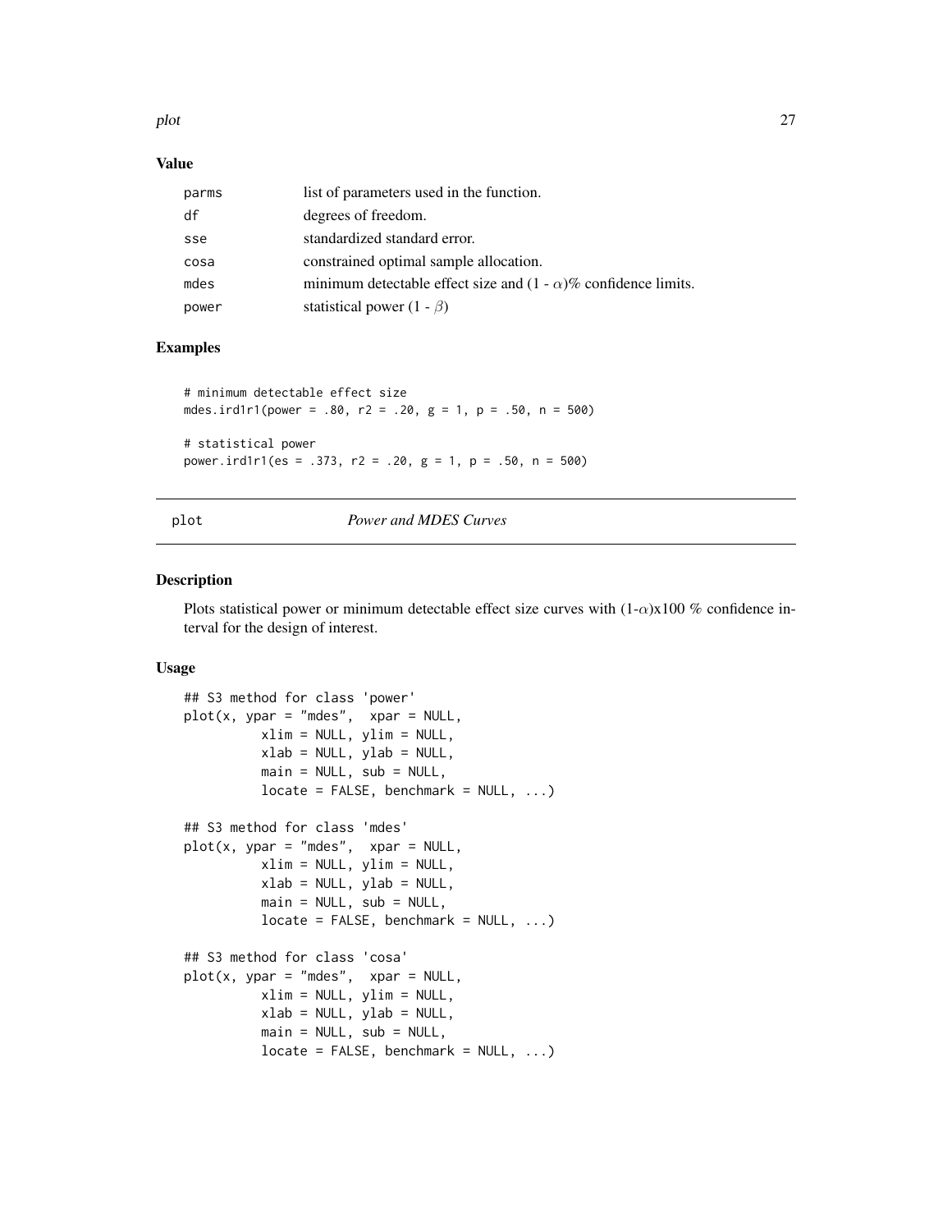### Value

| | |
|---|---|
| parms | list of parameters used in the function. |
| df | degrees of freedom. |
| sse | standardized standard error. |
| cosa | constrained optimal sample allocation. |
| mdes | minimum detectable effect size and (1 - $\alpha$)% confidence limits. |
| power | statistical power (1 - $\beta$) |

### Examples

```
# minimum detectable effect size
mdes.ird1r1(power = .80, r2 = .20, g = 1, p = .50, n = 500)

# statistical power
power.ird1r1(es = .373, r2 = .20, g = 1, p = .50, n = 500)
```

---

## plot *Power and MDES Curves*

### Description

Plots statistical power or minimum detectable effect size curves with (1-$\alpha$)x100 % confidence interval for the design of interest.

### Usage

```
## S3 method for class 'power'
plot(x, ypar = "mdes",  xpar = NULL,
          xlim = NULL, ylim = NULL,
          xlab = NULL, ylab = NULL,
          main = NULL, sub = NULL,
          locate = FALSE, benchmark = NULL, ...)

## S3 method for class 'mdes'
plot(x, ypar = "mdes",  xpar = NULL,
          xlim = NULL, ylim = NULL,
          xlab = NULL, ylab = NULL,
          main = NULL, sub = NULL,
          locate = FALSE, benchmark = NULL, ...)

## S3 method for class 'cosa'
plot(x, ypar = "mdes",  xpar = NULL,
          xlim = NULL, ylim = NULL,
          xlab = NULL, ylab = NULL,
          main = NULL, sub = NULL,
          locate = FALSE, benchmark = NULL, ...)
```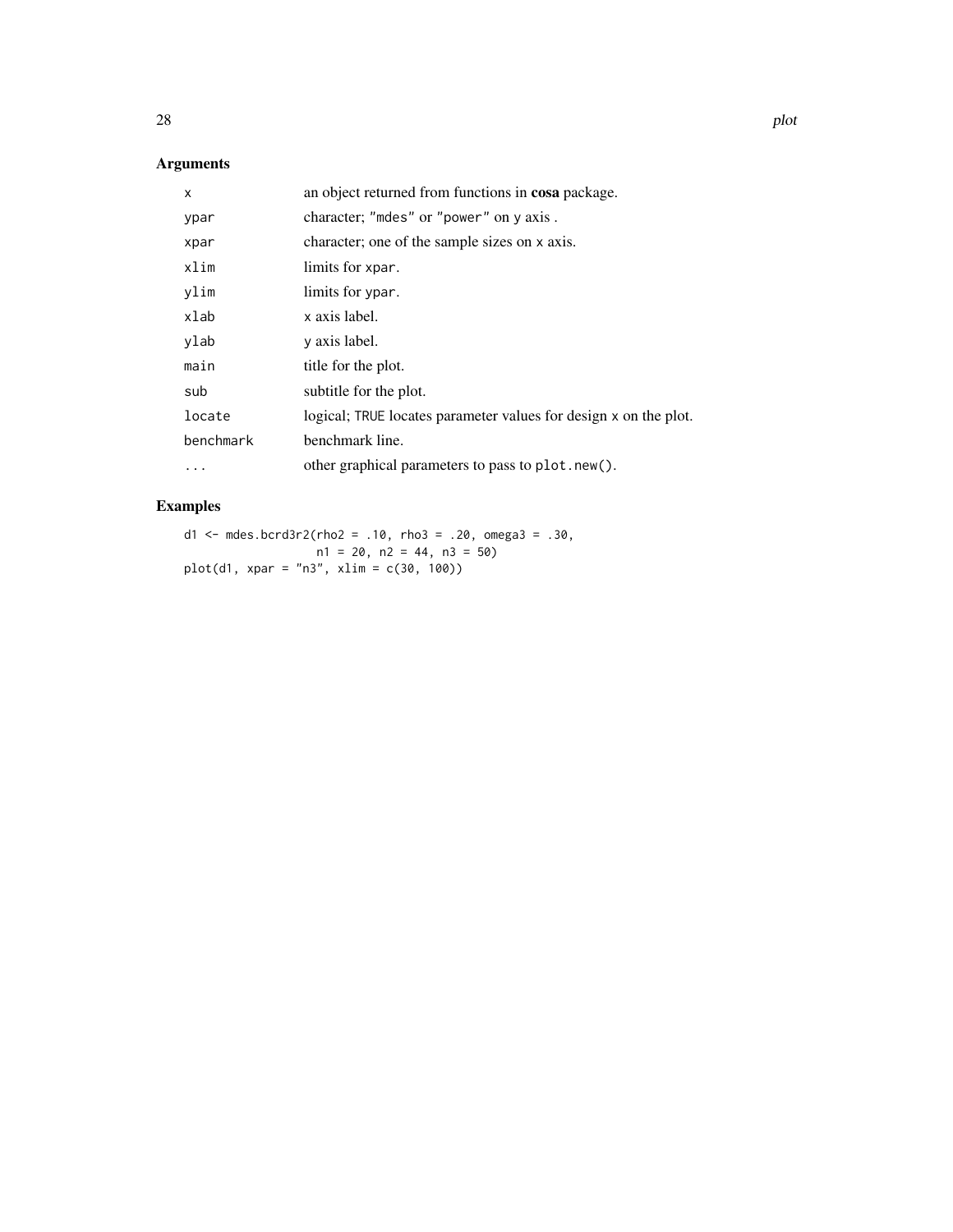## Arguments

| | |
|---|---|
| `x` | an object returned from functions in **cosa** package. |
| `ypar` | character; `"mdes"` or `"power"` on `y` axis . |
| `xpar` | character; one of the sample sizes on `x` axis. |
| `xlim` | limits for `xpar`. |
| `ylim` | limits for `ypar`. |
| `xlab` | `x` axis label. |
| `ylab` | `y` axis label. |
| `main` | title for the plot. |
| `sub` | subtitle for the plot. |
| `locate` | logical; `TRUE` locates parameter values for design `x` on the plot. |
| `benchmark` | benchmark line. |
| `...` | other graphical parameters to pass to `plot.new()`. |

## Examples

```
d1 <- mdes.bcrd3r2(rho2 = .10, rho3 = .20, omega3 = .30,
                   n1 = 20, n2 = 44, n3 = 50)
plot(d1, xpar = "n3", xlim = c(30, 100))
```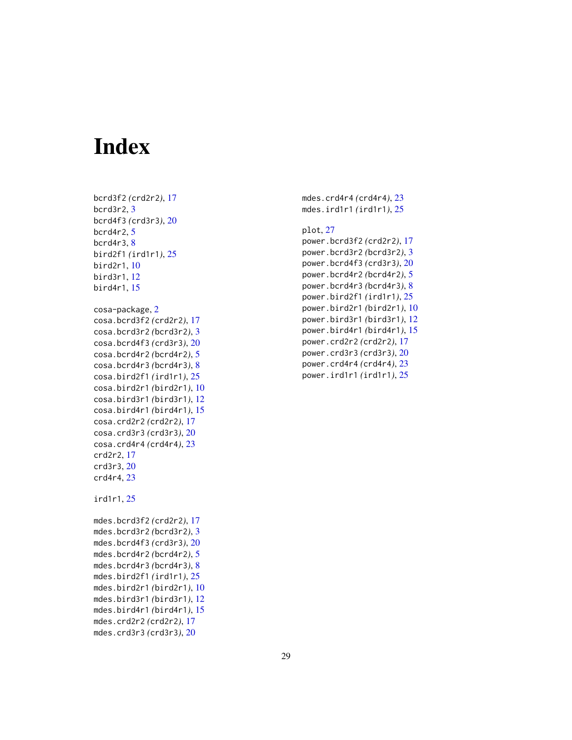# Index

bcrd3f2 *(crd2r2)*, 17
bcrd3r2, 3
bcrd4f3 *(crd3r3)*, 20
bcrd4r2, 5
bcrd4r3, 8
bird2f1 *(ird1r1)*, 25
bird2r1, 10
bird3r1, 12
bird4r1, 15

cosa-package, 2
cosa.bcrd3f2 *(crd2r2)*, 17
cosa.bcrd3r2 *(bcrd3r2)*, 3
cosa.bcrd4f3 *(crd3r3)*, 20
cosa.bcrd4r2 *(bcrd4r2)*, 5
cosa.bcrd4r3 *(bcrd4r3)*, 8
cosa.bird2f1 *(ird1r1)*, 25
cosa.bird2r1 *(bird2r1)*, 10
cosa.bird3r1 *(bird3r1)*, 12
cosa.bird4r1 *(bird4r1)*, 15
cosa.crd2r2 *(crd2r2)*, 17
cosa.crd3r3 *(crd3r3)*, 20
cosa.crd4r4 *(crd4r4)*, 23
crd2r2, 17
crd3r3, 20
crd4r4, 23

ird1r1, 25

mdes.bcrd3f2 *(crd2r2)*, 17
mdes.bcrd3r2 *(bcrd3r2)*, 3
mdes.bcrd4f3 *(crd3r3)*, 20
mdes.bcrd4r2 *(bcrd4r2)*, 5
mdes.bcrd4r3 *(bcrd4r3)*, 8
mdes.bird2f1 *(ird1r1)*, 25
mdes.bird2r1 *(bird2r1)*, 10
mdes.bird3r1 *(bird3r1)*, 12
mdes.bird4r1 *(bird4r1)*, 15
mdes.crd2r2 *(crd2r2)*, 17
mdes.crd3r3 *(crd3r3)*, 20
mdes.crd4r4 *(crd4r4)*, 23
mdes.ird1r1 *(ird1r1)*, 25

plot, 27
power.bcrd3f2 *(crd2r2)*, 17
power.bcrd3r2 *(bcrd3r2)*, 3
power.bcrd4f3 *(crd3r3)*, 20
power.bcrd4r2 *(bcrd4r2)*, 5
power.bcrd4r3 *(bcrd4r3)*, 8
power.bird2f1 *(ird1r1)*, 25
power.bird2r1 *(bird2r1)*, 10
power.bird3r1 *(bird3r1)*, 12
power.bird4r1 *(bird4r1)*, 15
power.crd2r2 *(crd2r2)*, 17
power.crd3r3 *(crd3r3)*, 20
power.crd4r4 *(crd4r4)*, 23
power.ird1r1 *(ird1r1)*, 25